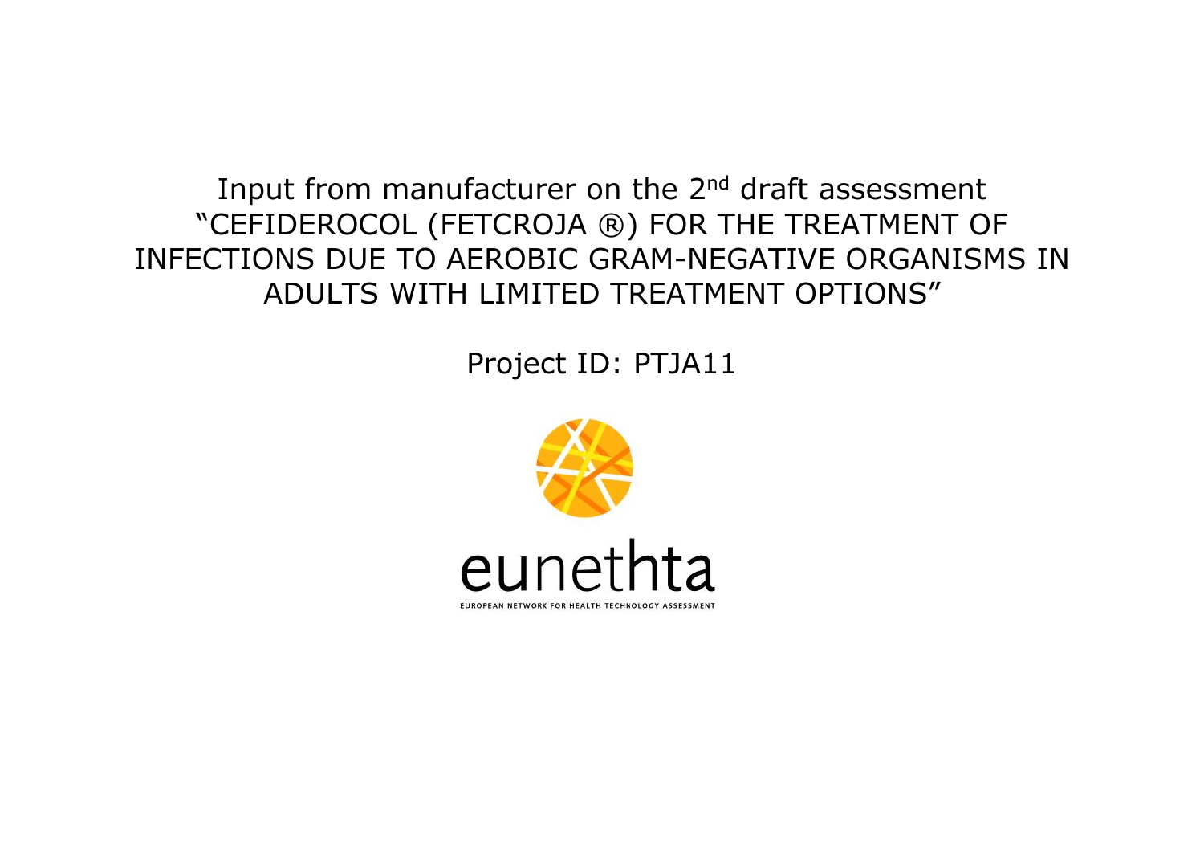Input from manufacturer on the 2nd draft assessment "CEFIDEROCOL (FETCROJA ®) FOR THE TREATMENT OF INFECTIONS DUE TO AEROBIC GRAM-NEGATIVE ORGANISMS IN ADULTS WITH LIMITED TREATMENT OPTIONS"

Project ID: PTJA11

eunethta

EUROPEAN NETWORK FOR HEALTH TECHNOLOGY ASSESSMENT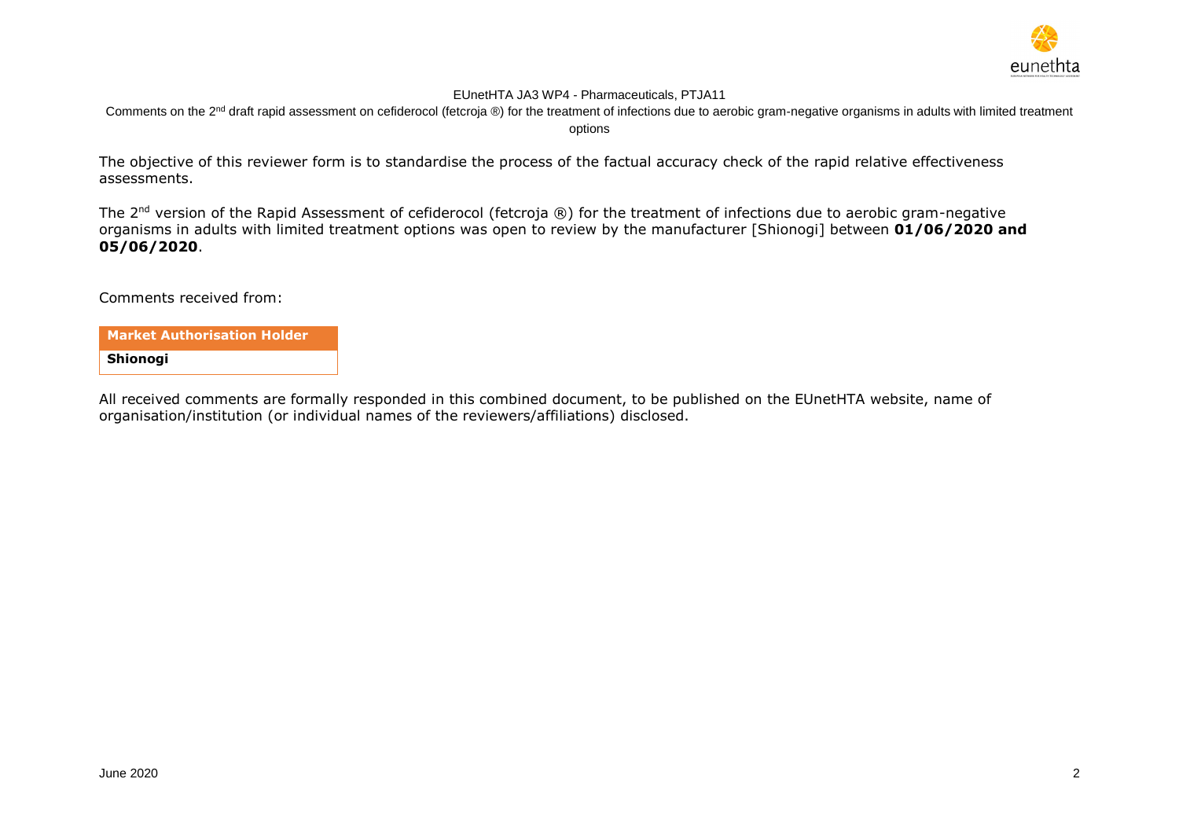The objective of this reviewer form is to standardise the process of the factual accuracy check of the rapid relative effectiveness assessments.

The 2nd version of the Rapid Assessment of cefiderocol (fetcroja ®) for the treatment of infections due to aerobic gram-negative organisms in adults with limited treatment options was open to review by the manufacturer [Shionogi] between **01/06/2020 and 05/06/2020**.

Comments received from:

| **Market Authorisation Holder** |
| --- |
| **Shionogi** |

All received comments are formally responded in this combined document, to be published on the EUnetHTA website, name of organisation/institution (or individual names of the reviewers/affiliations) disclosed.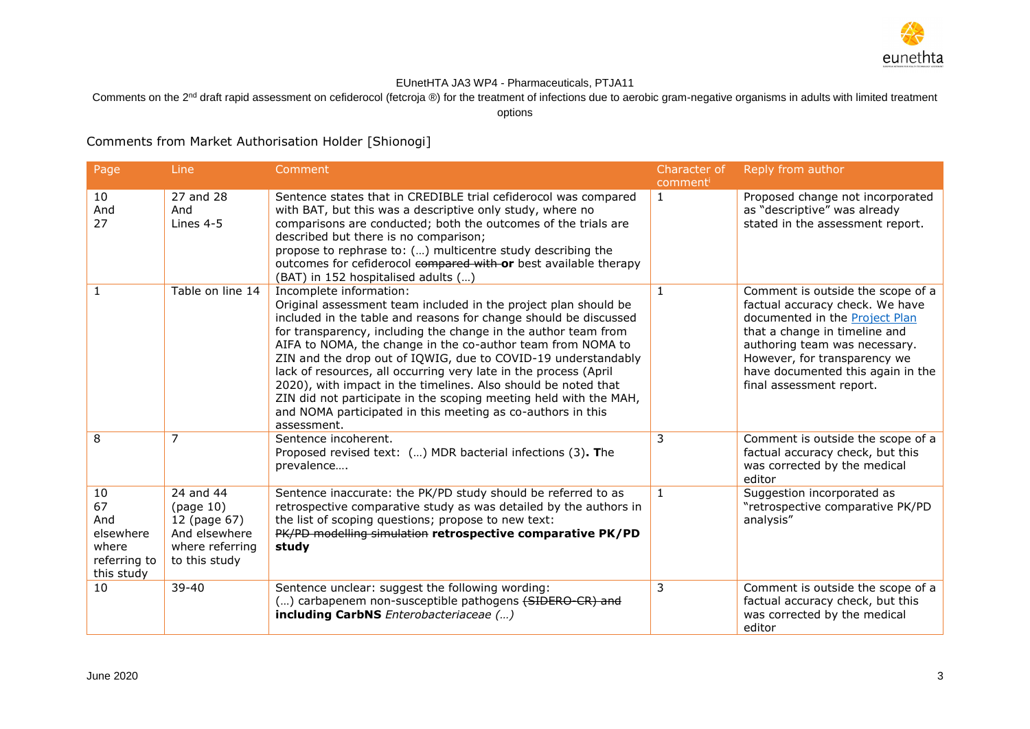EUnetHTA JA3 WP4 - Pharmaceuticals, PTJA11

Comments on the 2[nd] draft rapid assessment on cefiderocol (fetcroja ®) for the treatment of infections due to aerobic gram-negative organisms in adults with limited treatment options

Comments from Market Authorisation Holder [Shionogi]

| Page | Line | Comment | Character of comment[i] | Reply from author |
|---|---|---|---|---|
| 10<br>And<br>27 | 27 and 28<br>And<br>Lines 4-5 | Sentence states that in CREDIBLE trial cefiderocol was compared with BAT, but this was a descriptive only study, where no comparisons are conducted; both the outcomes of the trials are described but there is no comparison;<br>propose to rephrase to: (…) multicentre study describing the outcomes for cefiderocol ~~compared with~~ **or** best available therapy (BAT) in 152 hospitalised adults (…) | 1 | Proposed change not incorporated as "descriptive" was already stated in the assessment report. |
| 1 | Table on line 14 | Incomplete information:<br>Original assessment team included in the project plan should be included in the table and reasons for change should be discussed for transparency, including the change in the author team from AIFA to NOMA, the change in the co-author team from NOMA to ZIN and the drop out of IQWIG, due to COVID-19 understandably lack of resources, all occurring very late in the process (April 2020), with impact in the timelines. Also should be noted that ZIN did not participate in the scoping meeting held with the MAH, and NOMA participated in this meeting as co-authors in this assessment. | 1 | Comment is outside the scope of a factual accuracy check. We have documented in the [Project Plan](#) that a change in timeline and authoring team was necessary. However, for transparency we have documented this again in the final assessment report. |
| 8 | 7 | Sentence incoherent.<br>Proposed revised text: (…) MDR bacterial infections (3)**. T**he prevalence…. | 3 | Comment is outside the scope of a factual accuracy check, but this was corrected by the medical editor |
| 10<br>67<br>And elsewhere where referring to this study | 24 and 44 (page 10)<br>12 (page 67)<br>And elsewhere where referring to this study | Sentence inaccurate: the PK/PD study should be referred to as retrospective comparative study as was detailed by the authors in the list of scoping questions; propose to new text:<br>~~PK/PD modelling simulation~~ **retrospective comparative PK/PD study** | 1 | Suggestion incorporated as "retrospective comparative PK/PD analysis" |
| 10 | 39-40 | Sentence unclear: suggest the following wording:<br>(…) carbapenem non-susceptible pathogens ~~(SIDERO-CR) and~~ **including CarbNS** *Enterobacteriaceae (…)* | 3 | Comment is outside the scope of a factual accuracy check, but this was corrected by the medical editor |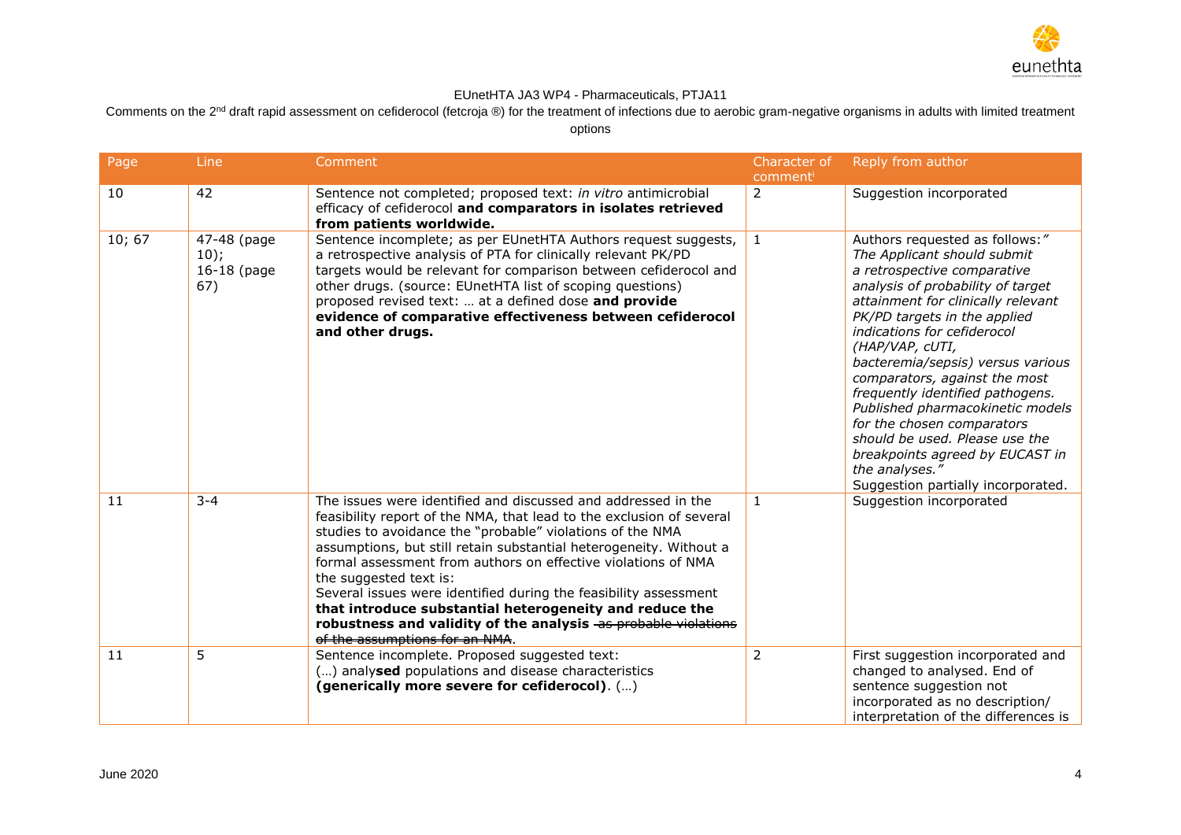EUnetHTA JA3 WP4 - Pharmaceuticals, PTJA11

Comments on the 2nd draft rapid assessment on cefiderocol (fetcroja ®) for the treatment of infections due to aerobic gram-negative organisms in adults with limited treatment options

| Page | Line | Comment | Character of comment[i] | Reply from author |
|---|---|---|---|---|
| 10 | 42 | Sentence not completed; proposed text: *in vitro* antimicrobial efficacy of cefiderocol **and comparators in isolates retrieved from patients worldwide.** | 2 | Suggestion incorporated |
| 10; 67 | 47-48 (page 10); 16-18 (page 67) | Sentence incomplete; as per EUnetHTA Authors request suggests, a retrospective analysis of PTA for clinically relevant PK/PD targets would be relevant for comparison between cefiderocol and other drugs. (source: EUnetHTA list of scoping questions) proposed revised text: … at a defined dose **and provide evidence of comparative effectiveness between cefiderocol and other drugs.** | 1 | Authors requested as follows: *"The Applicant should submit a retrospective comparative analysis of probability of target attainment for clinically relevant PK/PD targets in the applied indications for cefiderocol (HAP/VAP, cUTI, bacteremia/sepsis) versus various comparators, against the most frequently identified pathogens. Published pharmacokinetic models for the chosen comparators should be used. Please use the breakpoints agreed by EUCAST in the analyses."* Suggestion partially incorporated. |
| 11 | 3-4 | The issues were identified and discussed and addressed in the feasibility report of the NMA, that lead to the exclusion of several studies to avoidance the "probable" violations of the NMA assumptions, but still retain substantial heterogeneity. Without a formal assessment from authors on effective violations of NMA the suggested text is: Several issues were identified during the feasibility assessment **that introduce substantial heterogeneity and reduce the robustness and validity of the analysis** ~~as probable violations of the assumptions for an NMA~~. | 1 | Suggestion incorporated |
| 11 | 5 | Sentence incomplete. Proposed suggested text: (…) analy**sed** populations and disease characteristics **(generically more severe for cefiderocol)**. (…) | 2 | First suggestion incorporated and changed to analysed. End of sentence suggestion not incorporated as no description/ interpretation of the differences is |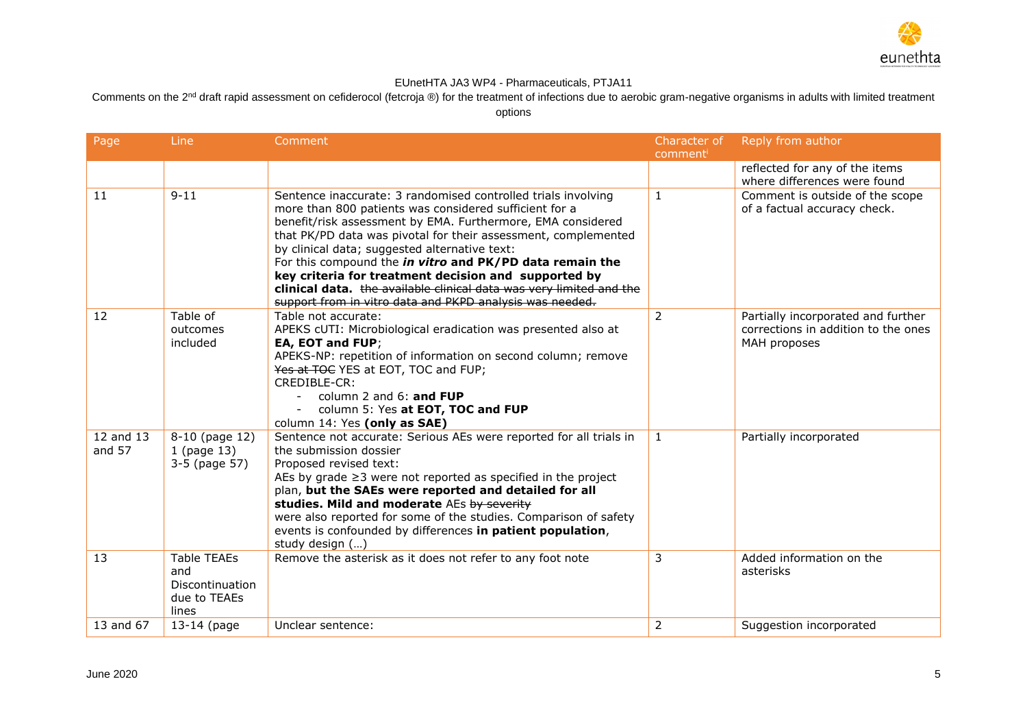EUnetHTA JA3 WP4 - Pharmaceuticals, PTJA11

Comments on the 2nd draft rapid assessment on cefiderocol (fetcroja ®) for the treatment of infections due to aerobic gram-negative organisms in adults with limited treatment options

| Page | Line | Comment | Character of comment[i] | Reply from author |
|---|---|---|---|---|
| | | | | reflected for any of the items where differences were found |
| 11 | 9-11 | Sentence inaccurate: 3 randomised controlled trials involving more than 800 patients was considered sufficient for a benefit/risk assessment by EMA. Furthermore, EMA considered that PK/PD data was pivotal for their assessment, complemented by clinical data; suggested alternative text:<br>For this compound the ***in vitro* and PK/PD data remain the key criteria for treatment decision and supported by clinical data.** ~~the available clinical data was very limited and the support from in vitro data and PKPD analysis was needed.~~ | 1 | Comment is outside of the scope of a factual accuracy check. |
| 12 | Table of outcomes included | Table not accurate:<br>APEKS cUTI: Microbiological eradication was presented also at **EA, EOT and FUP**;<br>APEKS-NP: repetition of information on second column; remove ~~Yes at TOC~~ YES at EOT, TOC and FUP;<br>CREDIBLE-CR:<br>- column 2 and 6: **and FUP**<br>- column 5: Yes **at EOT, TOC and FUP**<br>column 14: Yes **(only as SAE)** | 2 | Partially incorporated and further corrections in addition to the ones MAH proposes |
| 12 and 13 and 57 | 8-10 (page 12)<br>1 (page 13)<br>3-5 (page 57) | Sentence not accurate: Serious AEs were reported for all trials in the submission dossier<br>Proposed revised text:<br>AEs by grade ≥3 were not reported as specified in the project plan, **but the SAEs were reported and detailed for all studies. Mild and moderate** AEs ~~by severity~~ were also reported for some of the studies. Comparison of safety events is confounded by differences **in patient population**, study design (…) | 1 | Partially incorporated |
| 13 | Table TEAEs and Discontinuation due to TEAEs lines | Remove the asterisk as it does not refer to any foot note | 3 | Added information on the asterisks |
| 13 and 67 | 13-14 (page | Unclear sentence: | 2 | Suggestion incorporated |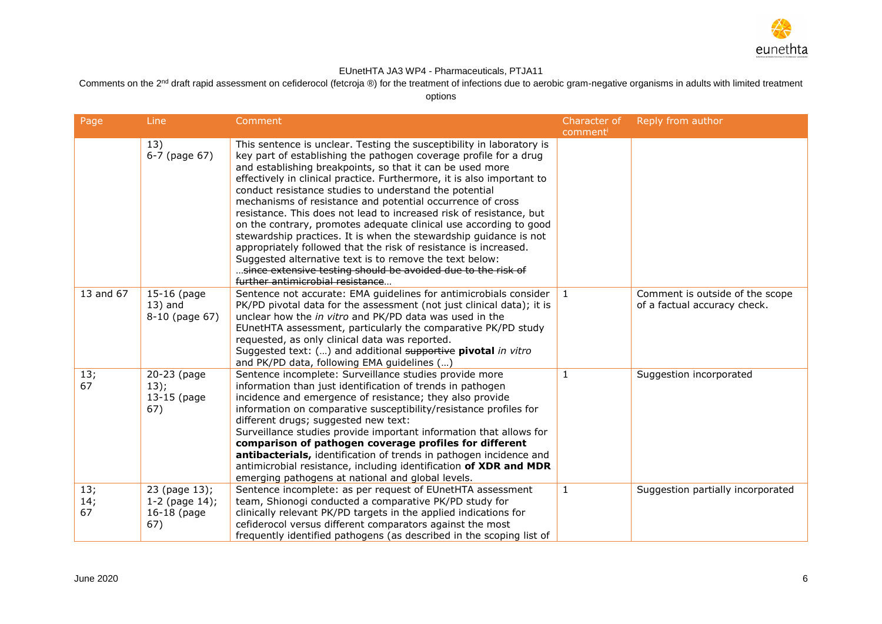EUnetHTA JA3 WP4 - Pharmaceuticals, PTJA11

Comments on the 2nd draft rapid assessment on cefiderocol (fetcroja ®) for the treatment of infections due to aerobic gram-negative organisms in adults with limited treatment options

| Page | Line | Comment | Character of comment[i] | Reply from author |
|---|---|---|---|---|
| | 13)<br>6-7 (page 67) | This sentence is unclear. Testing the susceptibility in laboratory is key part of establishing the pathogen coverage profile for a drug and establishing breakpoints, so that it can be used more effectively in clinical practice. Furthermore, it is also important to conduct resistance studies to understand the potential mechanisms of resistance and potential occurrence of cross resistance. This does not lead to increased risk of resistance, but on the contrary, promotes adequate clinical use according to good stewardship practices. It is when the stewardship guidance is not appropriately followed that the risk of resistance is increased.<br>Suggested alternative text is to remove the text below:<br>…~~since extensive testing should be avoided due to the risk of further antimicrobial resistance~~… | | |
| 13 and 67 | 15-16 (page 13) and<br>8-10 (page 67) | Sentence not accurate: EMA guidelines for antimicrobials consider PK/PD pivotal data for the assessment (not just clinical data); it is unclear how the *in vitro* and PK/PD data was used in the EUnetHTA assessment, particularly the comparative PK/PD study requested, as only clinical data was reported.<br>Suggested text: (…) and additional ~~supportive~~ **pivotal** *in vitro* and PK/PD data, following EMA guidelines (…) | 1 | Comment is outside of the scope of a factual accuracy check. |
| 13;<br>67 | 20-23 (page 13);<br>13-15 (page 67) | Sentence incomplete: Surveillance studies provide more information than just identification of trends in pathogen incidence and emergence of resistance; they also provide information on comparative susceptibility/resistance profiles for different drugs; suggested new text:<br>Surveillance studies provide important information that allows for **comparison of pathogen coverage profiles for different antibacterials,** identification of trends in pathogen incidence and antimicrobial resistance, including identification **of XDR and MDR** emerging pathogens at national and global levels. | 1 | Suggestion incorporated |
| 13;<br>14;<br>67 | 23 (page 13);<br>1-2 (page 14);<br>16-18 (page 67) | Sentence incomplete: as per request of EUnetHTA assessment team, Shionogi conducted a comparative PK/PD study for clinically relevant PK/PD targets in the applied indications for cefiderocol versus different comparators against the most frequently identified pathogens (as described in the scoping list of | 1 | Suggestion partially incorporated |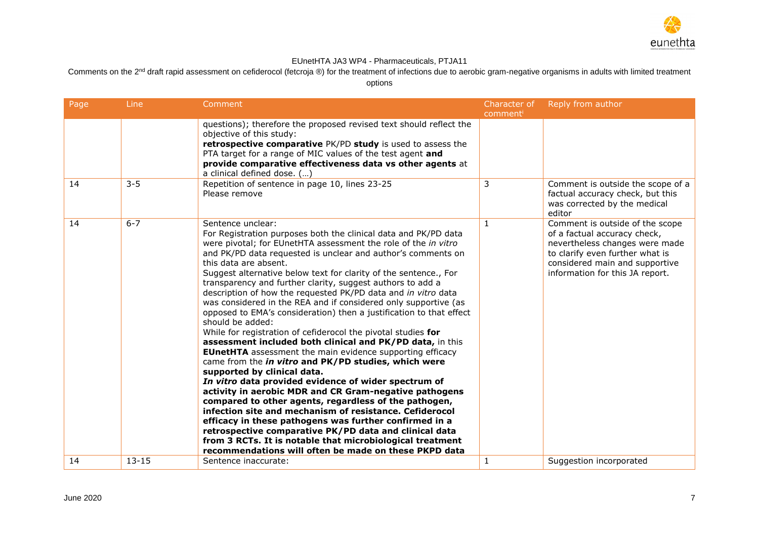EUnetHTA JA3 WP4 - Pharmaceuticals, PTJA11

Comments on the 2nd draft rapid assessment on cefiderocol (fetcroja ®) for the treatment of infections due to aerobic gram-negative organisms in adults with limited treatment options

| Page | Line | Comment | Character of comment[i] | Reply from author |
|---|---|---|---|---|
| | | questions); therefore the proposed revised text should reflect the objective of this study:<br>**retrospective comparative** PK/PD **study** is used to assess the PTA target for a range of MIC values of the test agent **and provide comparative effectiveness data vs other agents** at a clinical defined dose. (…) | | |
| 14 | 3-5 | Repetition of sentence in page 10, lines 23-25<br>Please remove | 3 | Comment is outside the scope of a factual accuracy check, but this was corrected by the medical editor |
| 14 | 6-7 | Sentence unclear:<br>For Registration purposes both the clinical data and PK/PD data were pivotal; for EUnetHTA assessment the role of the *in vitro* and PK/PD data requested is unclear and author's comments on this data are absent.<br>Suggest alternative below text for clarity of the sentence., For transparency and further clarity, suggest authors to add a description of how the requested PK/PD data and *in vitro* data was considered in the REA and if considered only supportive (as opposed to EMA's consideration) then a justification to that effect should be added:<br>While for registration of cefiderocol the pivotal studies **for assessment included both clinical and PK/PD data,** in this **EUnetHTA** assessment the main evidence supporting efficacy came from the ***in vitro*** **and PK/PD studies, which were supported by clinical data.**<br>***In vitro*** **data provided evidence of wider spectrum of activity in aerobic MDR and CR Gram-negative pathogens compared to other agents, regardless of the pathogen, infection site and mechanism of resistance. Cefiderocol efficacy in these pathogens was further confirmed in a retrospective comparative PK/PD data and clinical data from 3 RCTs. It is notable that microbiological treatment recommendations will often be made on these PKPD data** | 1 | Comment is outside of the scope of a factual accuracy check, nevertheless changes were made to clarify even further what is considered main and supportive information for this JA report. |
| 14 | 13-15 | Sentence inaccurate: | 1 | Suggestion incorporated |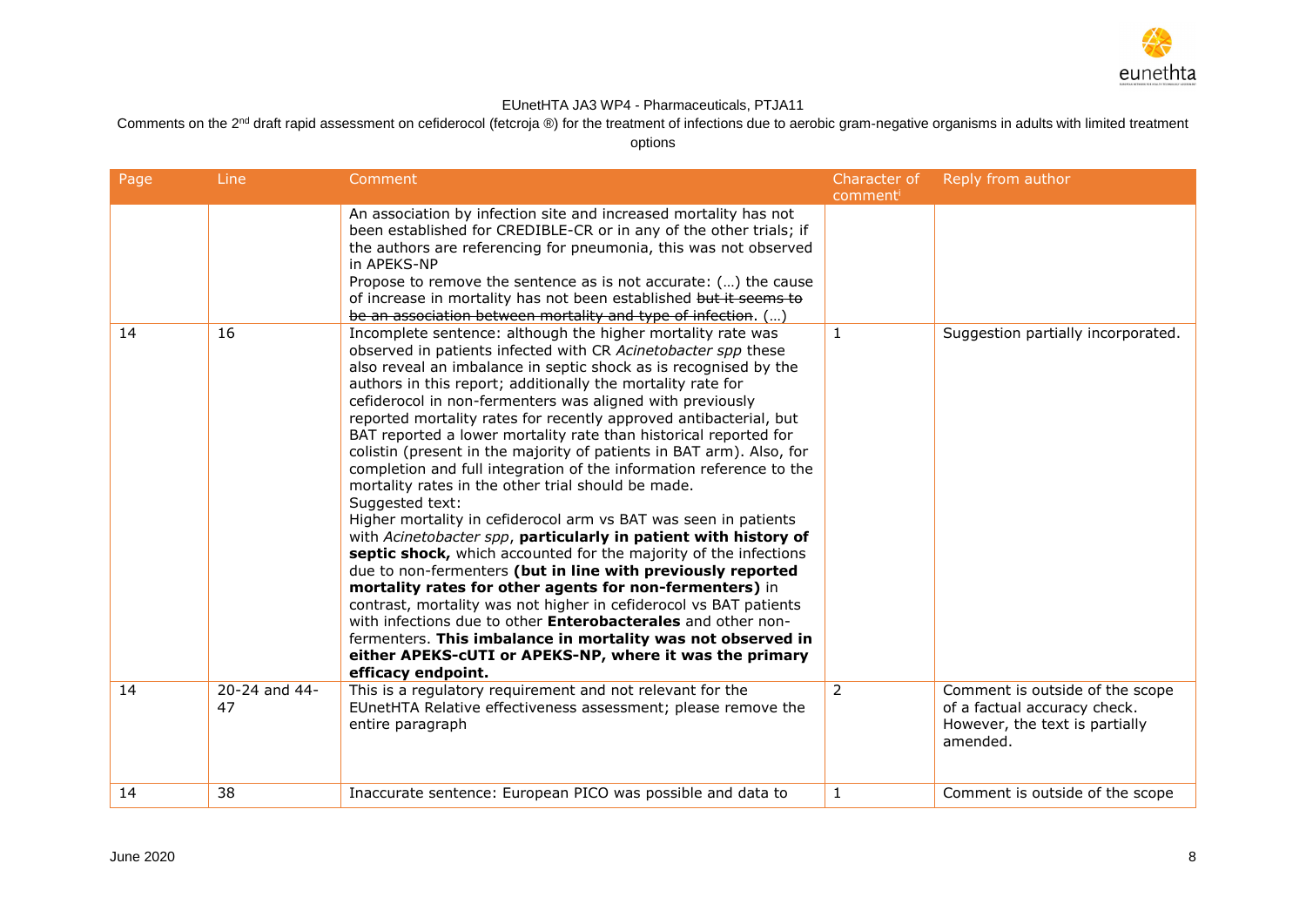EUnetHTA JA3 WP4 - Pharmaceuticals, PTJA11

Comments on the 2nd draft rapid assessment on cefiderocol (fetcroja ®) for the treatment of infections due to aerobic gram-negative organisms in adults with limited treatment options

| Page | Line | Comment | Character of comment[i] | Reply from author |
|---|---|---|---|---|
| | | An association by infection site and increased mortality has not been established for CREDIBLE-CR or in any of the other trials; if the authors are referencing for pneumonia, this was not observed in APEKS-NP<br>Propose to remove the sentence as is not accurate: (…) the cause of increase in mortality has not been established ~~but it seems to be an association between mortality and type of infection~~. (…) | | |
| 14 | 16 | Incomplete sentence: although the higher mortality rate was observed in patients infected with CR *Acinetobacter spp* these also reveal an imbalance in septic shock as is recognised by the authors in this report; additionally the mortality rate for cefiderocol in non-fermenters was aligned with previously reported mortality rates for recently approved antibacterial, but BAT reported a lower mortality rate than historical reported for colistin (present in the majority of patients in BAT arm). Also, for completion and full integration of the information reference to the mortality rates in the other trial should be made.<br>Suggested text:<br>Higher mortality in cefiderocol arm vs BAT was seen in patients with *Acinetobacter spp*, **particularly in patient with history of septic shock,** which accounted for the majority of the infections due to non-fermenters **(but in line with previously reported mortality rates for other agents for non-fermenters)** in contrast, mortality was not higher in cefiderocol vs BAT patients with infections due to other **Enterobacterales** and other non-fermenters. **This imbalance in mortality was not observed in either APEKS-cUTI or APEKS-NP, where it was the primary efficacy endpoint.** | 1 | Suggestion partially incorporated. |
| 14 | 20-24 and 44-47 | This is a regulatory requirement and not relevant for the EUnetHTA Relative effectiveness assessment; please remove the entire paragraph | 2 | Comment is outside of the scope of a factual accuracy check. However, the text is partially amended. |
| 14 | 38 | Inaccurate sentence: European PICO was possible and data to | 1 | Comment is outside of the scope |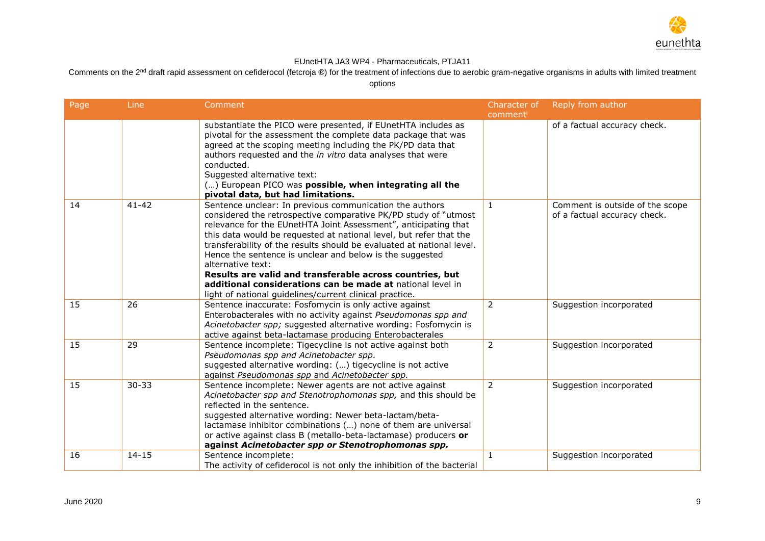EUnetHTA JA3 WP4 - Pharmaceuticals, PTJA11

Comments on the 2nd draft rapid assessment on cefiderocol (fetcroja ®) for the treatment of infections due to aerobic gram-negative organisms in adults with limited treatment options

| Page | Line | Comment | Character of comment[i] | Reply from author |
| --- | --- | --- | --- | --- |
| | | substantiate the PICO were presented, if EUnetHTA includes as pivotal for the assessment the complete data package that was agreed at the scoping meeting including the PK/PD data that authors requested and the *in vitro* data analyses that were conducted.<br>Suggested alternative text:<br>(…) European PICO was **possible, when integrating all the pivotal data, but had limitations.** | | of a factual accuracy check. |
| 14 | 41-42 | Sentence unclear: In previous communication the authors considered the retrospective comparative PK/PD study of "utmost relevance for the EUnetHTA Joint Assessment", anticipating that this data would be requested at national level, but refer that the transferability of the results should be evaluated at national level. Hence the sentence is unclear and below is the suggested alternative text:<br>**Results are valid and transferable across countries, but additional considerations can be made at** national level in light of national guidelines/current clinical practice. | 1 | Comment is outside of the scope of a factual accuracy check. |
| 15 | 26 | Sentence inaccurate: Fosfomycin is only active against Enterobacterales with no activity against *Pseudomonas spp and Acinetobacter spp;* suggested alternative wording: Fosfomycin is active against beta-lactamase producing Enterobacterales | 2 | Suggestion incorporated |
| 15 | 29 | Sentence incomplete: Tigecycline is not active against both *Pseudomonas spp and Acinetobacter spp.*<br>suggested alternative wording: (…) tigecycline is not active against *Pseudomonas spp* and *Acinetobacter spp.* | 2 | Suggestion incorporated |
| 15 | 30-33 | Sentence incomplete: Newer agents are not active against *Acinetobacter spp and Stenotrophomonas spp,* and this should be reflected in the sentence.<br>suggested alternative wording: Newer beta-lactam/beta-lactamase inhibitor combinations (…) none of them are universal or active against class B (metallo-beta-lactamase) producers **or against *Acinetobacter spp or Stenotrophomonas spp.*** | 2 | Suggestion incorporated |
| 16 | 14-15 | Sentence incomplete:<br>The activity of cefiderocol is not only the inhibition of the bacterial | 1 | Suggestion incorporated |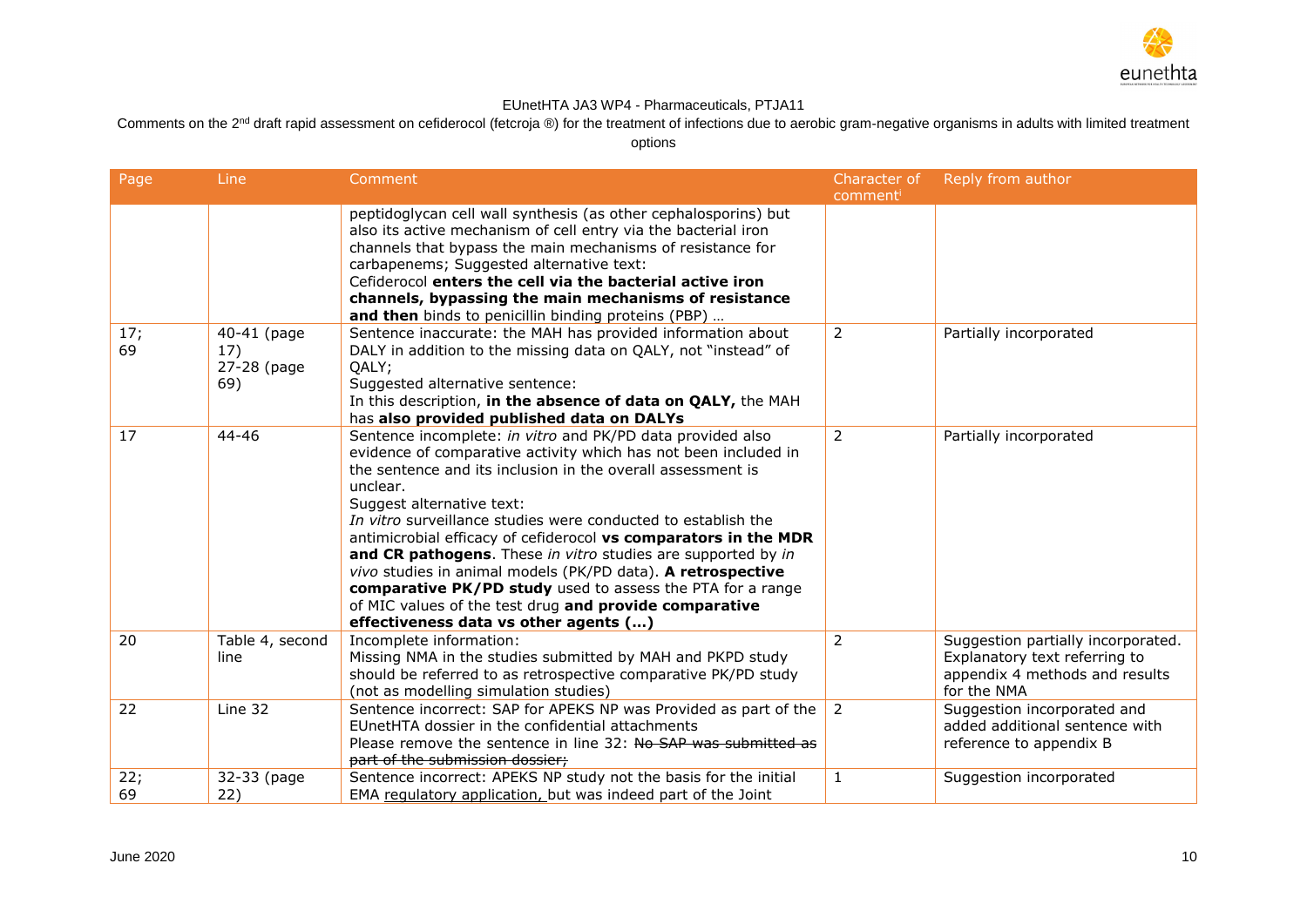EUnetHTA JA3 WP4 - Pharmaceuticals, PTJA11

Comments on the 2nd draft rapid assessment on cefiderocol (fetcroja ®) for the treatment of infections due to aerobic gram-negative organisms in adults with limited treatment options

| Page | Line | Comment | Character of comment[i] | Reply from author |
|---|---|---|---|---|
| | | peptidoglycan cell wall synthesis (as other cephalosporins) but also its active mechanism of cell entry via the bacterial iron channels that bypass the main mechanisms of resistance for carbapenems; Suggested alternative text:<br>Cefiderocol **enters the cell via the bacterial active iron channels, bypassing the main mechanisms of resistance and then** binds to penicillin binding proteins (PBP) … | | |
| 17;<br>69 | 40-41 (page 17)<br>27-28 (page 69) | Sentence inaccurate: the MAH has provided information about DALY in addition to the missing data on QALY, not "instead" of QALY;<br>Suggested alternative sentence:<br>In this description, **in the absence of data on QALY,** the MAH has **also provided published data on DALYs** | 2 | Partially incorporated |
| 17 | 44-46 | Sentence incomplete: *in vitro* and PK/PD data provided also evidence of comparative activity which has not been included in the sentence and its inclusion in the overall assessment is unclear.<br>Suggest alternative text:<br>*In vitro* surveillance studies were conducted to establish the antimicrobial efficacy of cefiderocol **vs comparators in the MDR and CR pathogens**. These *in vitro* studies are supported by *in vivo* studies in animal models (PK/PD data). **A retrospective comparative PK/PD study** used to assess the PTA for a range of MIC values of the test drug **and provide comparative effectiveness data vs other agents (…)** | 2 | Partially incorporated |
| 20 | Table 4, second line | Incomplete information:<br>Missing NMA in the studies submitted by MAH and PKPD study should be referred to as retrospective comparative PK/PD study (not as modelling simulation studies) | 2 | Suggestion partially incorporated. Explanatory text referring to appendix 4 methods and results for the NMA |
| 22 | Line 32 | Sentence incorrect: SAP for APEKS NP was Provided as part of the EUnetHTA dossier in the confidential attachments<br>Please remove the sentence in line 32: ~~No SAP was submitted as part of the submission dossier;~~ | 2 | Suggestion incorporated and added additional sentence with reference to appendix B |
| 22;<br>69 | 32-33 (page 22) | Sentence incorrect: APEKS NP study not the basis for the initial EMA regulatory application, but was indeed part of the Joint | 1 | Suggestion incorporated |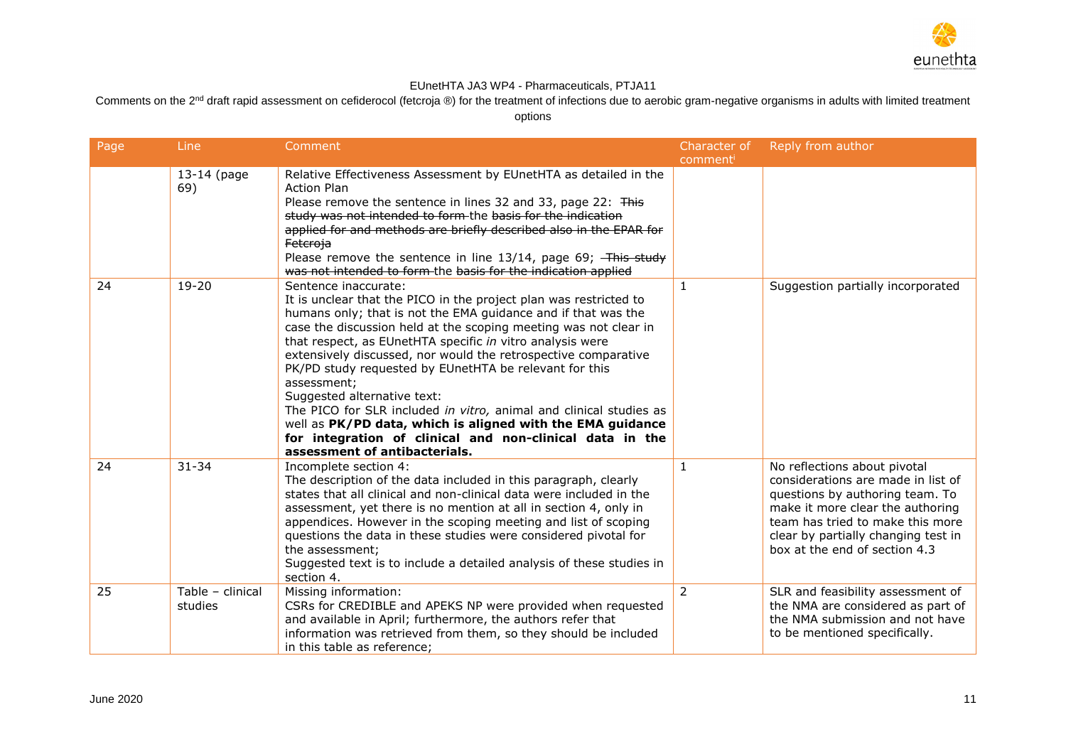EUnetHTA JA3 WP4 - Pharmaceuticals, PTJA11

Comments on the 2nd draft rapid assessment on cefiderocol (fetcroja ®) for the treatment of infections due to aerobic gram-negative organisms in adults with limited treatment options

| Page | Line | Comment | Character of comment[i] | Reply from author |
|---|---|---|---|---|
| | 13-14 (page 69) | Relative Effectiveness Assessment by EUnetHTA as detailed in the Action Plan<br>Please remove the sentence in lines 32 and 33, page 22: ~~This study was not intended to form~~ the ~~basis for the indication applied for and methods are briefly described also in the EPAR for Fetcroja~~<br>Please remove the sentence in line 13/14, page 69; ~~This study was not intended to form~~ the ~~basis for the indication applied~~ | | |
| 24 | 19-20 | Sentence inaccurate:<br>It is unclear that the PICO in the project plan was restricted to humans only; that is not the EMA guidance and if that was the case the discussion held at the scoping meeting was not clear in that respect, as EUnetHTA specific *in* vitro analysis were extensively discussed, nor would the retrospective comparative PK/PD study requested by EUnetHTA be relevant for this assessment;<br>Suggested alternative text:<br>The PICO for SLR included *in vitro,* animal and clinical studies as well as **PK/PD data, which is aligned with the EMA guidance for integration of clinical and non-clinical data in the assessment of antibacterials.** | 1 | Suggestion partially incorporated |
| 24 | 31-34 | Incomplete section 4:<br>The description of the data included in this paragraph, clearly states that all clinical and non-clinical data were included in the assessment, yet there is no mention at all in section 4, only in appendices. However in the scoping meeting and list of scoping questions the data in these studies were considered pivotal for the assessment;<br>Suggested text is to include a detailed analysis of these studies in section 4. | 1 | No reflections about pivotal considerations are made in list of questions by authoring team. To make it more clear the authoring team has tried to make this more clear by partially changing test in box at the end of section 4.3 |
| 25 | Table – clinical studies | Missing information:<br>CSRs for CREDIBLE and APEKS NP were provided when requested and available in April; furthermore, the authors refer that information was retrieved from them, so they should be included in this table as reference; | 2 | SLR and feasibility assessment of the NMA are considered as part of the NMA submission and not have to be mentioned specifically. |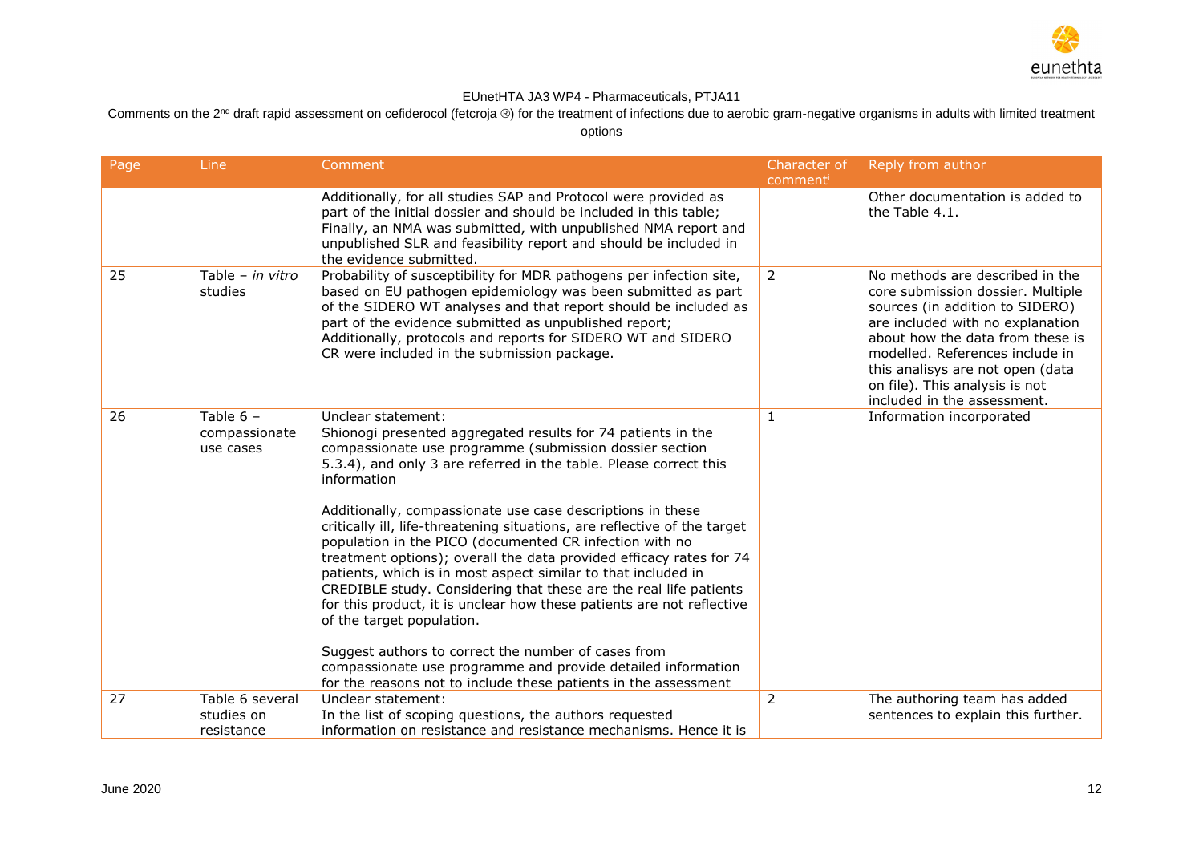EUnetHTA JA3 WP4 - Pharmaceuticals, PTJA11

Comments on the 2nd draft rapid assessment on cefiderocol (fetcroja ®) for the treatment of infections due to aerobic gram-negative organisms in adults with limited treatment options

| Page | Line | Comment | Character of comment[i] | Reply from author |
|---|---|---|---|---|
| | | Additionally, for all studies SAP and Protocol were provided as part of the initial dossier and should be included in this table; Finally, an NMA was submitted, with unpublished NMA report and unpublished SLR and feasibility report and should be included in the evidence submitted. | | Other documentation is added to the Table 4.1. |
| 25 | Table – *in vitro* studies | Probability of susceptibility for MDR pathogens per infection site, based on EU pathogen epidemiology was been submitted as part of the SIDERO WT analyses and that report should be included as part of the evidence submitted as unpublished report; Additionally, protocols and reports for SIDERO WT and SIDERO CR were included in the submission package. | 2 | No methods are described in the core submission dossier. Multiple sources (in addition to SIDERO) are included with no explanation about how the data from these is modelled. References include in this analisys are not open (data on file). This analysis is not included in the assessment. |
| 26 | Table 6 – compassionate use cases | Unclear statement:<br>Shionogi presented aggregated results for 74 patients in the compassionate use programme (submission dossier section 5.3.4), and only 3 are referred in the table. Please correct this information<br><br>Additionally, compassionate use case descriptions in these critically ill, life-threatening situations, are reflective of the target population in the PICO (documented CR infection with no treatment options); overall the data provided efficacy rates for 74 patients, which is in most aspect similar to that included in CREDIBLE study. Considering that these are the real life patients for this product, it is unclear how these patients are not reflective of the target population.<br><br>Suggest authors to correct the number of cases from compassionate use programme and provide detailed information for the reasons not to include these patients in the assessment | 1 | Information incorporated |
| 27 | Table 6 several studies on resistance | Unclear statement:<br>In the list of scoping questions, the authors requested information on resistance and resistance mechanisms. Hence it is | 2 | The authoring team has added sentences to explain this further. |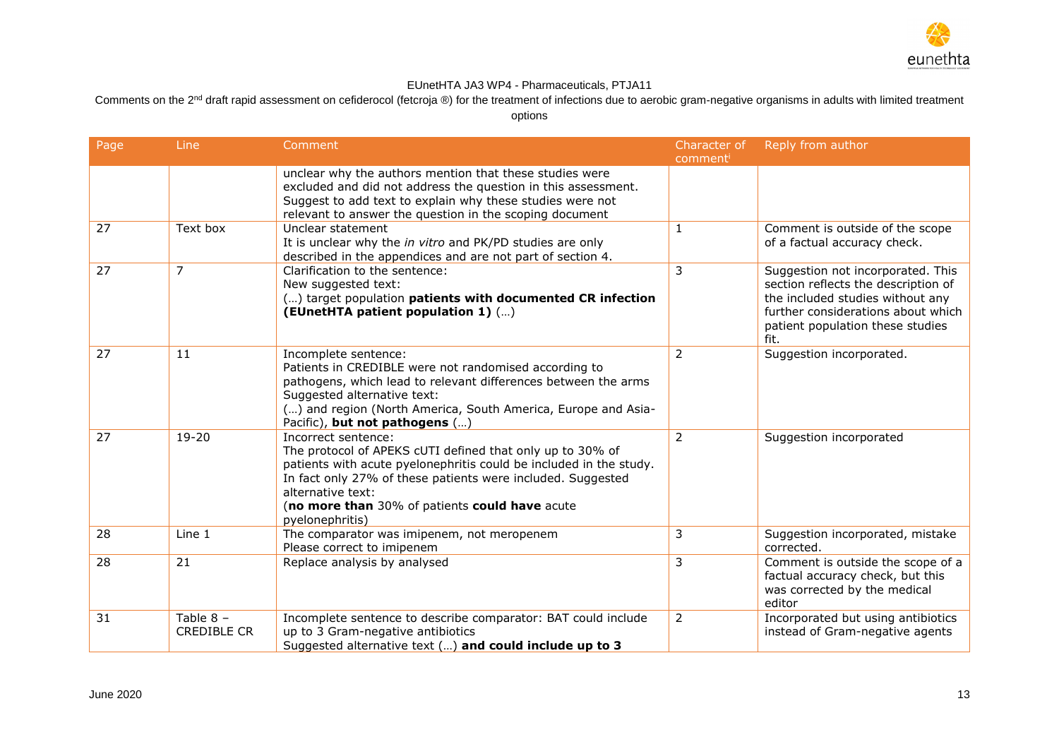EUnetHTA JA3 WP4 - Pharmaceuticals, PTJA11

Comments on the 2nd draft rapid assessment on cefiderocol (fetcroja ®) for the treatment of infections due to aerobic gram-negative organisms in adults with limited treatment options

| Page | Line | Comment | Character of comment[i] | Reply from author |
|---|---|---|---|---|
| | | unclear why the authors mention that these studies were excluded and did not address the question in this assessment. Suggest to add text to explain why these studies were not relevant to answer the question in the scoping document | | |
| 27 | Text box | Unclear statement<br>It is unclear why the *in vitro* and PK/PD studies are only described in the appendices and are not part of section 4. | 1 | Comment is outside of the scope of a factual accuracy check. |
| 27 | 7 | Clarification to the sentence:<br>New suggested text:<br>(…) target population **patients with documented CR infection (EUnetHTA patient population 1)** (…) | 3 | Suggestion not incorporated. This section reflects the description of the included studies without any further considerations about which patient population these studies fit. |
| 27 | 11 | Incomplete sentence:<br>Patients in CREDIBLE were not randomised according to pathogens, which lead to relevant differences between the arms<br>Suggested alternative text:<br>(…) and region (North America, South America, Europe and Asia-Pacific), **but not pathogens** (…) | 2 | Suggestion incorporated. |
| 27 | 19-20 | Incorrect sentence:<br>The protocol of APEKS cUTI defined that only up to 30% of patients with acute pyelonephritis could be included in the study. In fact only 27% of these patients were included. Suggested alternative text:<br>(**no more than** 30% of patients **could have** acute pyelonephritis) | 2 | Suggestion incorporated |
| 28 | Line 1 | The comparator was imipenem, not meropenem<br>Please correct to imipenem | 3 | Suggestion incorporated, mistake corrected. |
| 28 | 21 | Replace analysis by analysed | 3 | Comment is outside the scope of a factual accuracy check, but this was corrected by the medical editor |
| 31 | Table 8 – CREDIBLE CR | Incomplete sentence to describe comparator: BAT could include up to 3 Gram-negative antibiotics<br>Suggested alternative text (…) **and could include up to 3** | 2 | Incorporated but using antibiotics instead of Gram-negative agents |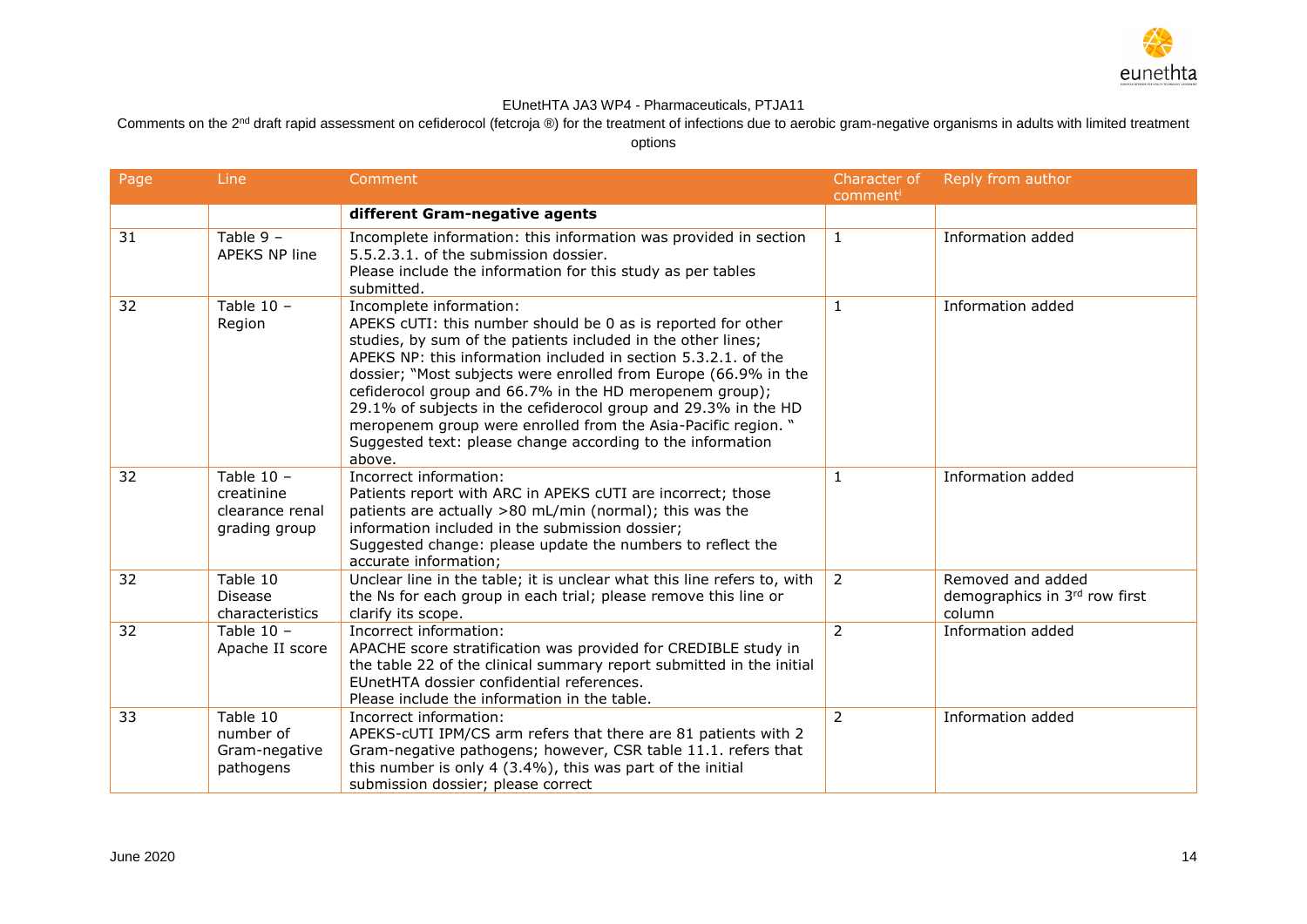EUnetHTA JA3 WP4 - Pharmaceuticals, PTJA11

Comments on the 2nd draft rapid assessment on cefiderocol (fetcroja ®) for the treatment of infections due to aerobic gram-negative organisms in adults with limited treatment options

| Page | Line | Comment | Character of comment[i] | Reply from author |
|---|---|---|---|---|
| | | **different Gram-negative agents** | | |
| 31 | Table 9 – APEKS NP line | Incomplete information: this information was provided in section 5.5.2.3.1. of the submission dossier.<br>Please include the information for this study as per tables submitted. | 1 | Information added |
| 32 | Table 10 – Region | Incomplete information:<br>APEKS cUTI: this number should be 0 as is reported for other studies, by sum of the patients included in the other lines;<br>APEKS NP: this information included in section 5.3.2.1. of the dossier; "Most subjects were enrolled from Europe (66.9% in the cefiderocol group and 66.7% in the HD meropenem group); 29.1% of subjects in the cefiderocol group and 29.3% in the HD meropenem group were enrolled from the Asia-Pacific region. "<br>Suggested text: please change according to the information above. | 1 | Information added |
| 32 | Table 10 – creatinine clearance renal grading group | Incorrect information:<br>Patients report with ARC in APEKS cUTI are incorrect; those patients are actually >80 mL/min (normal); this was the information included in the submission dossier;<br>Suggested change: please update the numbers to reflect the accurate information; | 1 | Information added |
| 32 | Table 10 Disease characteristics | Unclear line in the table; it is unclear what this line refers to, with the Ns for each group in each trial; please remove this line or clarify its scope. | 2 | Removed and added demographics in 3rd row first column |
| 32 | Table 10 – Apache II score | Incorrect information:<br>APACHE score stratification was provided for CREDIBLE study in the table 22 of the clinical summary report submitted in the initial EUnetHTA dossier confidential references.<br>Please include the information in the table. | 2 | Information added |
| 33 | Table 10 number of Gram-negative pathogens | Incorrect information:<br>APEKS-cUTI IPM/CS arm refers that there are 81 patients with 2 Gram-negative pathogens; however, CSR table 11.1. refers that this number is only 4 (3.4%), this was part of the initial submission dossier; please correct | 2 | Information added |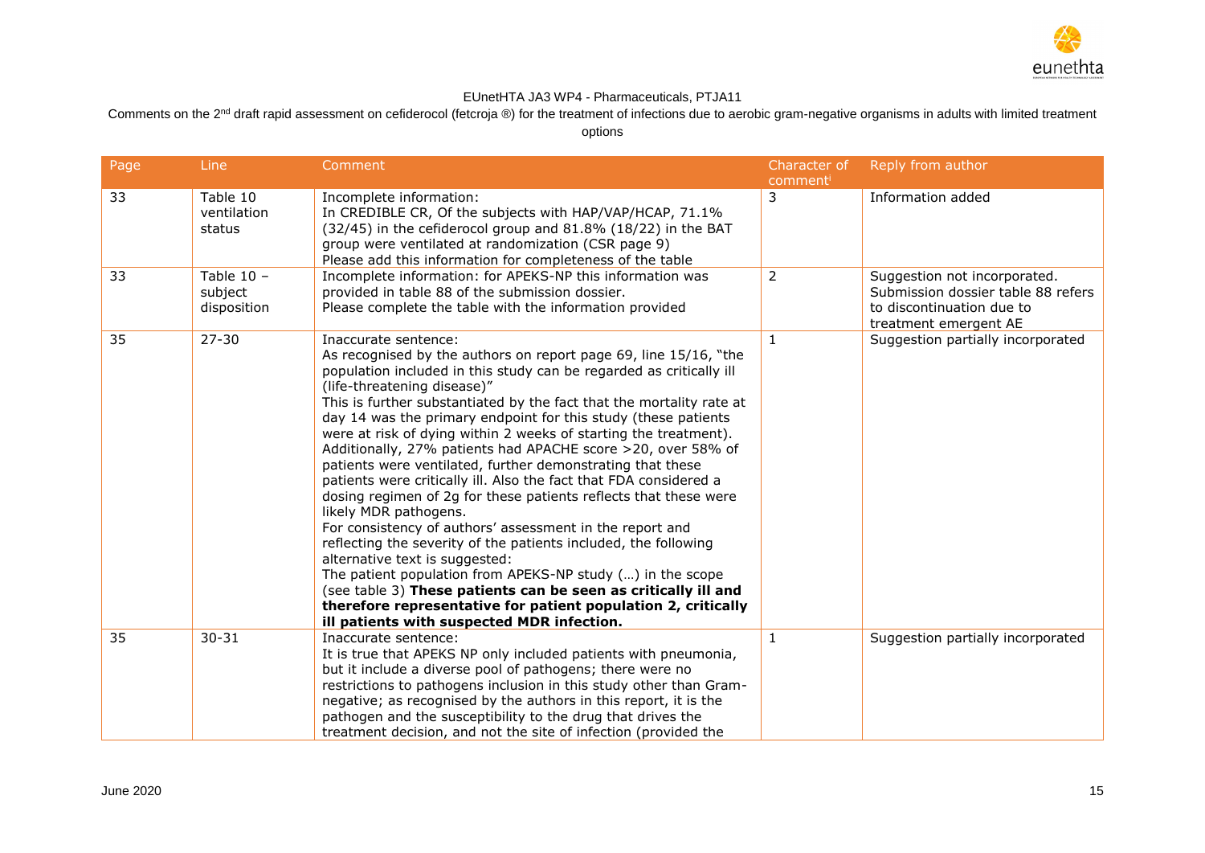EUnetHTA JA3 WP4 - Pharmaceuticals, PTJA11

Comments on the 2nd draft rapid assessment on cefiderocol (fetcroja ®) for the treatment of infections due to aerobic gram-negative organisms in adults with limited treatment options

| Page | Line | Comment | Character of comment[i] | Reply from author |
|---|---|---|---|---|
| 33 | Table 10 ventilation status | Incomplete information:<br>In CREDIBLE CR, Of the subjects with HAP/VAP/HCAP, 71.1% (32/45) in the cefiderocol group and 81.8% (18/22) in the BAT group were ventilated at randomization (CSR page 9)<br>Please add this information for completeness of the table | 3 | Information added |
| 33 | Table 10 – subject disposition | Incomplete information: for APEKS-NP this information was provided in table 88 of the submission dossier.<br>Please complete the table with the information provided | 2 | Suggestion not incorporated. Submission dossier table 88 refers to discontinuation due to treatment emergent AE |
| 35 | 27-30 | Inaccurate sentence:<br>As recognised by the authors on report page 69, line 15/16, "the population included in this study can be regarded as critically ill (life-threatening disease)"<br>This is further substantiated by the fact that the mortality rate at day 14 was the primary endpoint for this study (these patients were at risk of dying within 2 weeks of starting the treatment). Additionally, 27% patients had APACHE score >20, over 58% of patients were ventilated, further demonstrating that these patients were critically ill. Also the fact that FDA considered a dosing regimen of 2g for these patients reflects that these were likely MDR pathogens.<br>For consistency of authors' assessment in the report and reflecting the severity of the patients included, the following alternative text is suggested:<br>The patient population from APEKS-NP study (…) in the scope (see table 3) **These patients can be seen as critically ill and therefore representative for patient population 2, critically ill patients with suspected MDR infection.** | 1 | Suggestion partially incorporated |
| 35 | 30-31 | Inaccurate sentence:<br>It is true that APEKS NP only included patients with pneumonia, but it include a diverse pool of pathogens; there were no restrictions to pathogens inclusion in this study other than Gram-negative; as recognised by the authors in this report, it is the pathogen and the susceptibility to the drug that drives the treatment decision, and not the site of infection (provided the | 1 | Suggestion partially incorporated |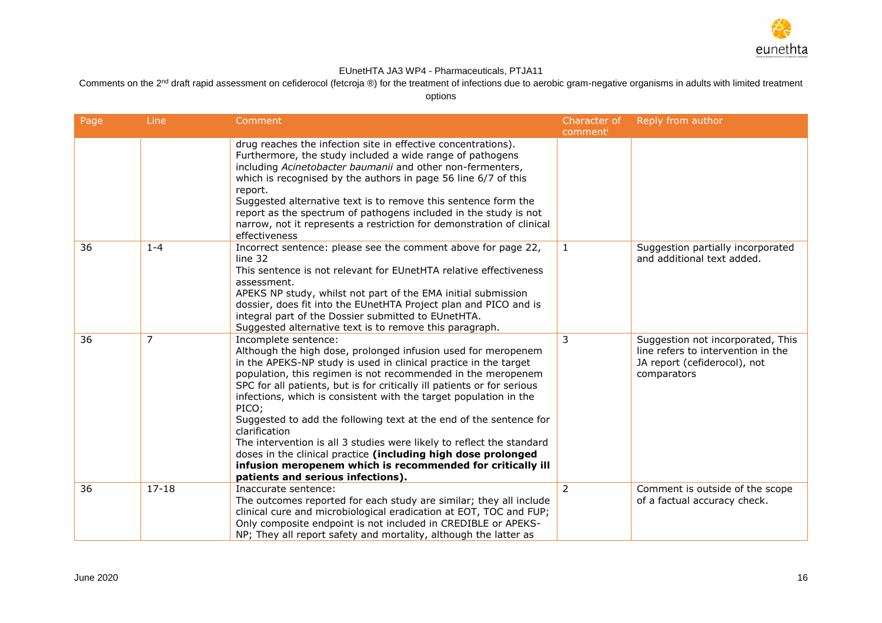EUnetHTA JA3 WP4 - Pharmaceuticals, PTJA11

Comments on the 2nd draft rapid assessment on cefiderocol (fetcroja ®) for the treatment of infections due to aerobic gram-negative organisms in adults with limited treatment options

| Page | Line | Comment | Character of comment[i] | Reply from author |
|---|---|---|---|---|
| | | drug reaches the infection site in effective concentrations). Furthermore, the study included a wide range of pathogens including *Acinetobacter baumanii* and other non-fermenters, which is recognised by the authors in page 56 line 6/7 of this report.<br>Suggested alternative text is to remove this sentence form the report as the spectrum of pathogens included in the study is not narrow, not it represents a restriction for demonstration of clinical effectiveness | | |
| 36 | 1-4 | Incorrect sentence: please see the comment above for page 22, line 32<br>This sentence is not relevant for EUnetHTA relative effectiveness assessment.<br>APEKS NP study, whilst not part of the EMA initial submission dossier, does fit into the EUnetHTA Project plan and PICO and is integral part of the Dossier submitted to EUnetHTA.<br>Suggested alternative text is to remove this paragraph. | 1 | Suggestion partially incorporated and additional text added. |
| 36 | 7 | Incomplete sentence:<br>Although the high dose, prolonged infusion used for meropenem in the APEKS-NP study is used in clinical practice in the target population, this regimen is not recommended in the meropenem SPC for all patients, but is for critically ill patients or for serious infections, which is consistent with the target population in the PICO;<br>Suggested to add the following text at the end of the sentence for clarification<br>The intervention is all 3 studies were likely to reflect the standard doses in the clinical practice **(including high dose prolonged infusion meropenem which is recommended for critically ill patients and serious infections).** | 3 | Suggestion not incorporated, This line refers to intervention in the JA report (cefiderocol), not comparators |
| 36 | 17-18 | Inaccurate sentence:<br>The outcomes reported for each study are similar; they all include clinical cure and microbiological eradication at EOT, TOC and FUP; Only composite endpoint is not included in CREDIBLE or APEKS-NP; They all report safety and mortality, although the latter as | 2 | Comment is outside of the scope of a factual accuracy check. |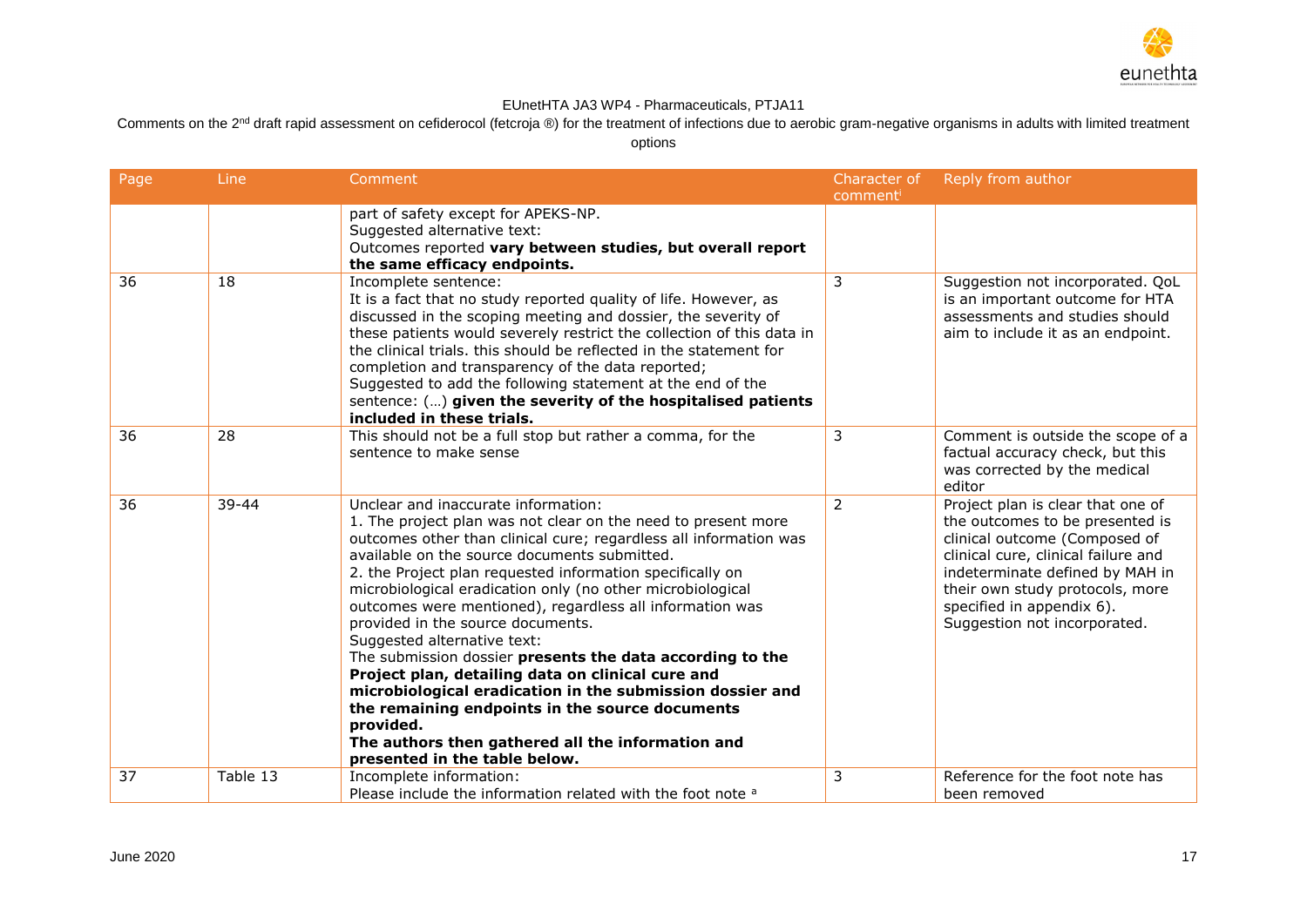| Page | Line | Comment | Character of comment[i] | Reply from author |
|---|---|---|---|---|
| | | part of safety except for APEKS-NP.<br>Suggested alternative text:<br>Outcomes reported **vary between studies, but overall report the same efficacy endpoints.** | | |
| 36 | 18 | Incomplete sentence:<br>It is a fact that no study reported quality of life. However, as discussed in the scoping meeting and dossier, the severity of these patients would severely restrict the collection of this data in the clinical trials. this should be reflected in the statement for completion and transparency of the data reported;<br>Suggested to add the following statement at the end of the sentence: (…) **given the severity of the hospitalised patients included in these trials.** | 3 | Suggestion not incorporated. QoL is an important outcome for HTA assessments and studies should aim to include it as an endpoint. |
| 36 | 28 | This should not be a full stop but rather a comma, for the sentence to make sense | 3 | Comment is outside the scope of a factual accuracy check, but this was corrected by the medical editor |
| 36 | 39-44 | Unclear and inaccurate information:<br>1. The project plan was not clear on the need to present more outcomes other than clinical cure; regardless all information was available on the source documents submitted.<br>2. the Project plan requested information specifically on microbiological eradication only (no other microbiological outcomes were mentioned), regardless all information was provided in the source documents.<br>Suggested alternative text:<br>The submission dossier **presents the data according to the Project plan, detailing data on clinical cure and microbiological eradication in the submission dossier and the remaining endpoints in the source documents provided.**<br>**The authors then gathered all the information and presented in the table below.** | 2 | Project plan is clear that one of the outcomes to be presented is clinical outcome (Composed of clinical cure, clinical failure and indeterminate defined by MAH in their own study protocols, more specified in appendix 6).<br>Suggestion not incorporated. |
| 37 | Table 13 | Incomplete information:<br>Please include the information related with the foot note [a] | 3 | Reference for the foot note has been removed |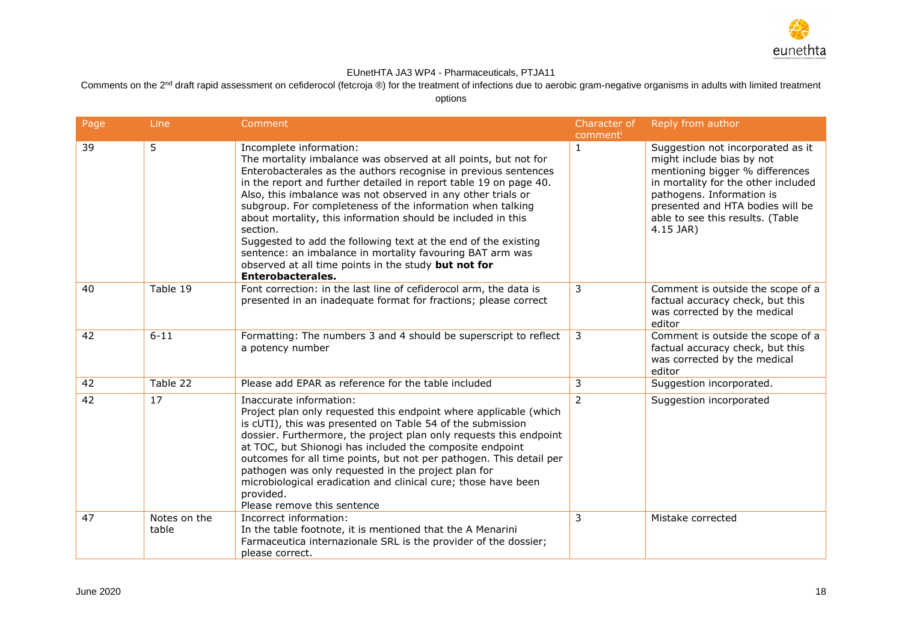EUnetHTA JA3 WP4 - Pharmaceuticals, PTJA11

Comments on the 2nd draft rapid assessment on cefiderocol (fetcroja ®) for the treatment of infections due to aerobic gram-negative organisms in adults with limited treatment options

| Page | Line | Comment | Character of comment[i] | Reply from author |
|---|---|---|---|---|
| 39 | 5 | Incomplete information:<br>The mortality imbalance was observed at all points, but not for Enterobacterales as the authors recognise in previous sentences in the report and further detailed in report table 19 on page 40. Also, this imbalance was not observed in any other trials or subgroup. For completeness of the information when talking about mortality, this information should be included in this section.<br>Suggested to add the following text at the end of the existing sentence: an imbalance in mortality favouring BAT arm was observed at all time points in the study **but not for Enterobacterales.** | 1 | Suggestion not incorporated as it might include bias by not mentioning bigger % differences in mortality for the other included pathogens. Information is presented and HTA bodies will be able to see this results. (Table 4.15 JAR) |
| 40 | Table 19 | Font correction: in the last line of cefiderocol arm, the data is presented in an inadequate format for fractions; please correct | 3 | Comment is outside the scope of a factual accuracy check, but this was corrected by the medical editor |
| 42 | 6-11 | Formatting: The numbers 3 and 4 should be superscript to reflect a potency number | 3 | Comment is outside the scope of a factual accuracy check, but this was corrected by the medical editor |
| 42 | Table 22 | Please add EPAR as reference for the table included | 3 | Suggestion incorporated. |
| 42 | 17 | Inaccurate information:<br>Project plan only requested this endpoint where applicable (which is cUTI), this was presented on Table 54 of the submission dossier. Furthermore, the project plan only requests this endpoint at TOC, but Shionogi has included the composite endpoint outcomes for all time points, but not per pathogen. This detail per pathogen was only requested in the project plan for microbiological eradication and clinical cure; those have been provided.<br>Please remove this sentence | 2 | Suggestion incorporated |
| 47 | Notes on the table | Incorrect information:<br>In the table footnote, it is mentioned that the A Menarini Farmaceutica internazionale SRL is the provider of the dossier; please correct. | 3 | Mistake corrected |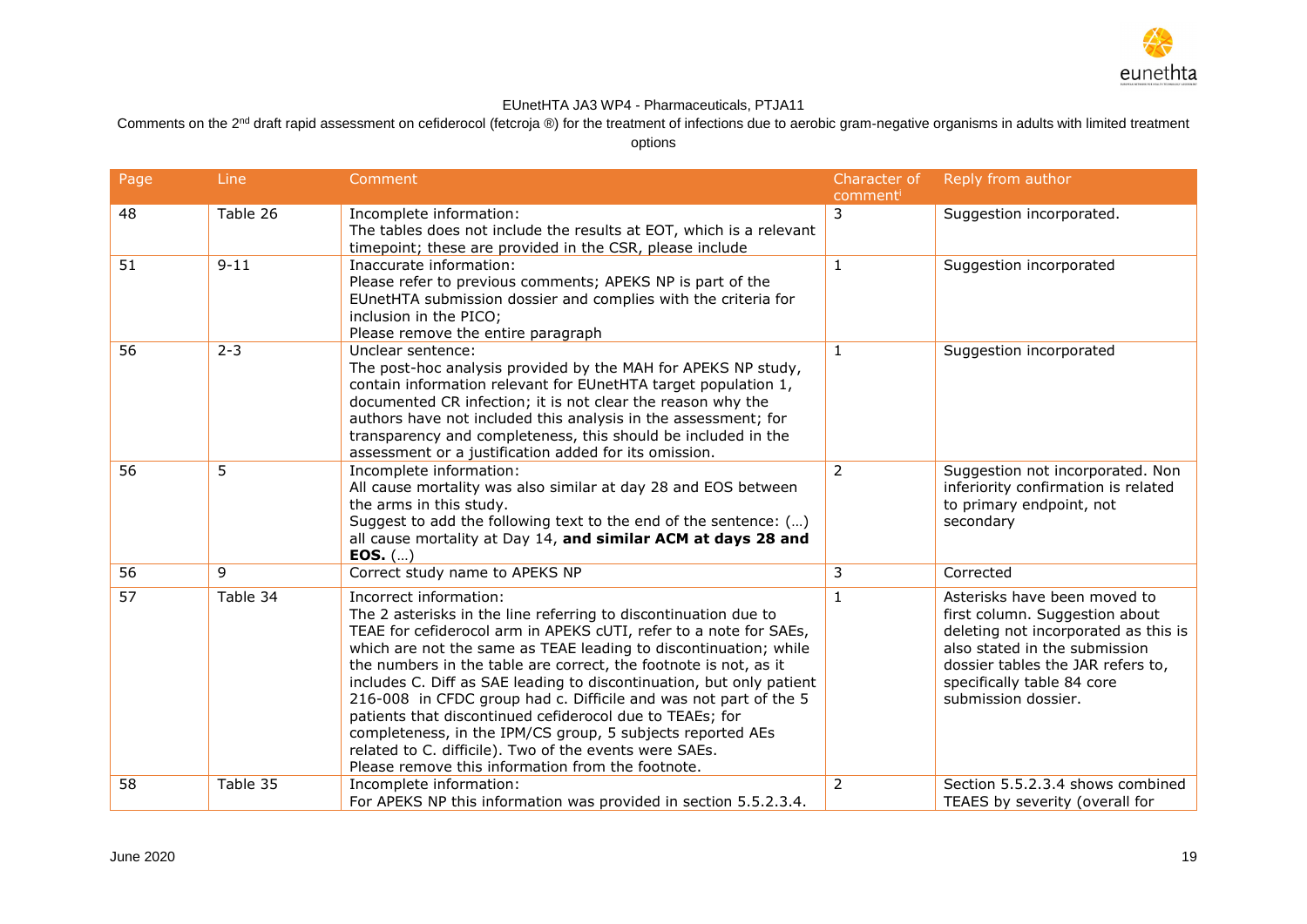EUnetHTA JA3 WP4 - Pharmaceuticals, PTJA11

Comments on the 2nd draft rapid assessment on cefiderocol (fetcroja ®) for the treatment of infections due to aerobic gram-negative organisms in adults with limited treatment options

| Page | Line | Comment | Character of comment[i] | Reply from author |
|---|---|---|---|---|
| 48 | Table 26 | Incomplete information:<br>The tables does not include the results at EOT, which is a relevant timepoint; these are provided in the CSR, please include | 3 | Suggestion incorporated. |
| 51 | 9-11 | Inaccurate information:<br>Please refer to previous comments; APEKS NP is part of the EUnetHTA submission dossier and complies with the criteria for inclusion in the PICO;<br>Please remove the entire paragraph | 1 | Suggestion incorporated |
| 56 | 2-3 | Unclear sentence:<br>The post-hoc analysis provided by the MAH for APEKS NP study, contain information relevant for EUnetHTA target population 1, documented CR infection; it is not clear the reason why the authors have not included this analysis in the assessment; for transparency and completeness, this should be included in the assessment or a justification added for its omission. | 1 | Suggestion incorporated |
| 56 | 5 | Incomplete information:<br>All cause mortality was also similar at day 28 and EOS between the arms in this study.<br>Suggest to add the following text to the end of the sentence: (…) all cause mortality at Day 14, **and similar ACM at days 28 and EOS.** (…) | 2 | Suggestion not incorporated. Non inferiority confirmation is related to primary endpoint, not secondary |
| 56 | 9 | Correct study name to APEKS NP | 3 | Corrected |
| 57 | Table 34 | Incorrect information:<br>The 2 asterisks in the line referring to discontinuation due to TEAE for cefiderocol arm in APEKS cUTI, refer to a note for SAEs, which are not the same as TEAE leading to discontinuation; while the numbers in the table are correct, the footnote is not, as it includes C. Diff as SAE leading to discontinuation, but only patient 216-008 in CFDC group had c. Difficile and was not part of the 5 patients that discontinued cefiderocol due to TEAEs; for completeness, in the IPM/CS group, 5 subjects reported AEs related to C. difficile). Two of the events were SAEs.<br>Please remove this information from the footnote. | 1 | Asterisks have been moved to first column. Suggestion about deleting not incorporated as this is also stated in the submission dossier tables the JAR refers to, specifically table 84 core submission dossier. |
| 58 | Table 35 | Incomplete information:<br>For APEKS NP this information was provided in section 5.5.2.3.4. | 2 | Section 5.5.2.3.4 shows combined TEAES by severity (overall for |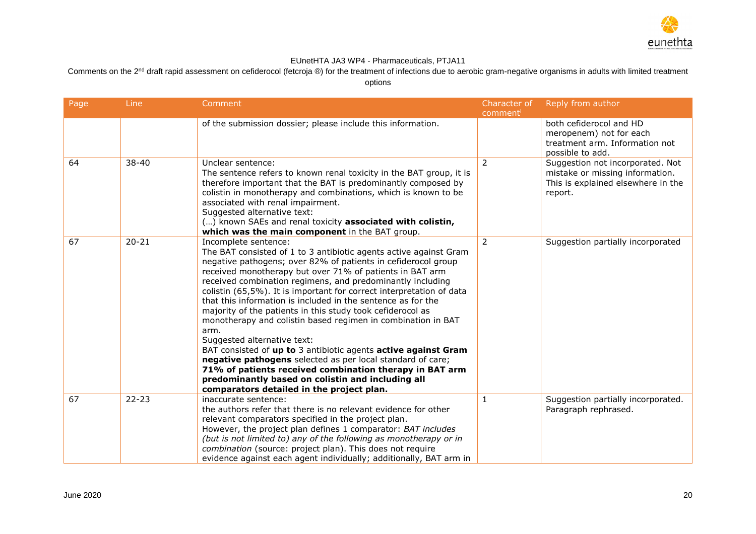EUnetHTA JA3 WP4 - Pharmaceuticals, PTJA11

Comments on the 2nd draft rapid assessment on cefiderocol (fetcroja ®) for the treatment of infections due to aerobic gram-negative organisms in adults with limited treatment options

| Page | Line | Comment | Character of comment[i] | Reply from author |
|---|---|---|---|---|
| | | of the submission dossier; please include this information. | | both cefiderocol and HD meropenem) not for each treatment arm. Information not possible to add. |
| 64 | 38-40 | Unclear sentence:<br>The sentence refers to known renal toxicity in the BAT group, it is therefore important that the BAT is predominantly composed by colistin in monotherapy and combinations, which is known to be associated with renal impairment.<br>Suggested alternative text:<br>(…) known SAEs and renal toxicity **associated with colistin, which was the main component** in the BAT group. | 2 | Suggestion not incorporated. Not mistake or missing information. This is explained elsewhere in the report. |
| 67 | 20-21 | Incomplete sentence:<br>The BAT consisted of 1 to 3 antibiotic agents active against Gram negative pathogens; over 82% of patients in cefiderocol group received monotherapy but over 71% of patients in BAT arm received combination regimens, and predominantly including colistin (65,5%). It is important for correct interpretation of data that this information is included in the sentence as for the majority of the patients in this study took cefiderocol as monotherapy and colistin based regimen in combination in BAT arm.<br>Suggested alternative text:<br>BAT consisted of **up to** 3 antibiotic agents **active against Gram negative pathogens** selected as per local standard of care; **71% of patients received combination therapy in BAT arm predominantly based on colistin and including all comparators detailed in the project plan.** | 2 | Suggestion partially incorporated |
| 67 | 22-23 | inaccurate sentence:<br>the authors refer that there is no relevant evidence for other relevant comparators specified in the project plan.<br>However, the project plan defines 1 comparator: *BAT includes (but is not limited to) any of the following as monotherapy or in combination* (source: project plan). This does not require evidence against each agent individually; additionally, BAT arm in | 1 | Suggestion partially incorporated. Paragraph rephrased. |

June 2020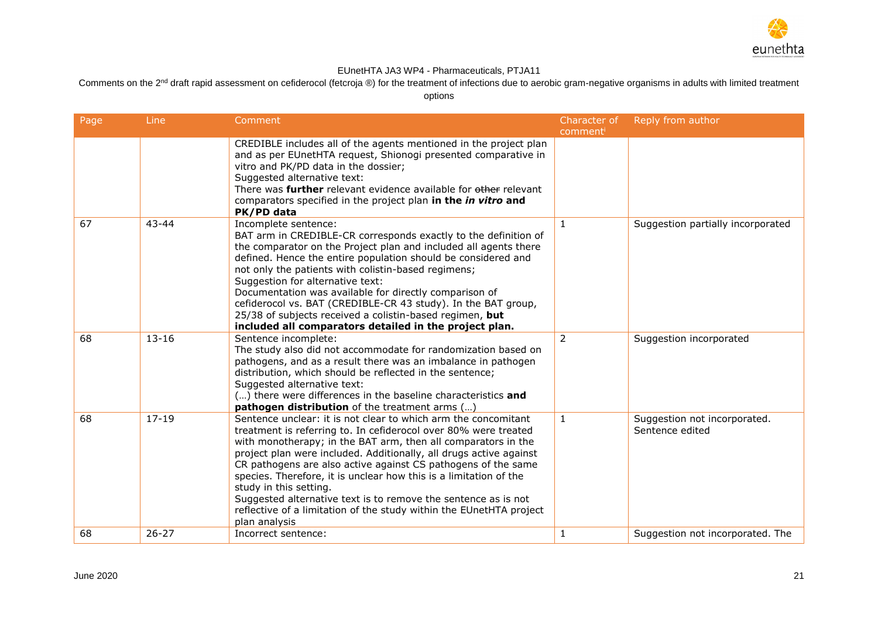EUnetHTA JA3 WP4 - Pharmaceuticals, PTJA11

Comments on the 2nd draft rapid assessment on cefiderocol (fetcroja ®) for the treatment of infections due to aerobic gram-negative organisms in adults with limited treatment options

| Page | Line | Comment | Character of comment[i] | Reply from author |
|---|---|---|---|---|
| | | CREDIBLE includes all of the agents mentioned in the project plan and as per EUnetHTA request, Shionogi presented comparative in vitro and PK/PD data in the dossier;<br>Suggested alternative text:<br>There was **further** relevant evidence available for ~~other~~ relevant comparators specified in the project plan **in the *in vitro* and PK/PD data** | | |
| 67 | 43-44 | Incomplete sentence:<br>BAT arm in CREDIBLE-CR corresponds exactly to the definition of the comparator on the Project plan and included all agents there defined. Hence the entire population should be considered and not only the patients with colistin-based regimens;<br>Suggestion for alternative text:<br>Documentation was available for directly comparison of cefiderocol vs. BAT (CREDIBLE-CR 43 study). In the BAT group, 25/38 of subjects received a colistin-based regimen, **but included all comparators detailed in the project plan.** | 1 | Suggestion partially incorporated |
| 68 | 13-16 | Sentence incomplete:<br>The study also did not accommodate for randomization based on pathogens, and as a result there was an imbalance in pathogen distribution, which should be reflected in the sentence;<br>Suggested alternative text:<br>(…) there were differences in the baseline characteristics **and pathogen distribution** of the treatment arms (…) | 2 | Suggestion incorporated |
| 68 | 17-19 | Sentence unclear: it is not clear to which arm the concomitant treatment is referring to. In cefiderocol over 80% were treated with monotherapy; in the BAT arm, then all comparators in the project plan were included. Additionally, all drugs active against CR pathogens are also active against CS pathogens of the same species. Therefore, it is unclear how this is a limitation of the study in this setting.<br>Suggested alternative text is to remove the sentence as is not reflective of a limitation of the study within the EUnetHTA project plan analysis | 1 | Suggestion not incorporated. Sentence edited |
| 68 | 26-27 | Incorrect sentence: | 1 | Suggestion not incorporated. The |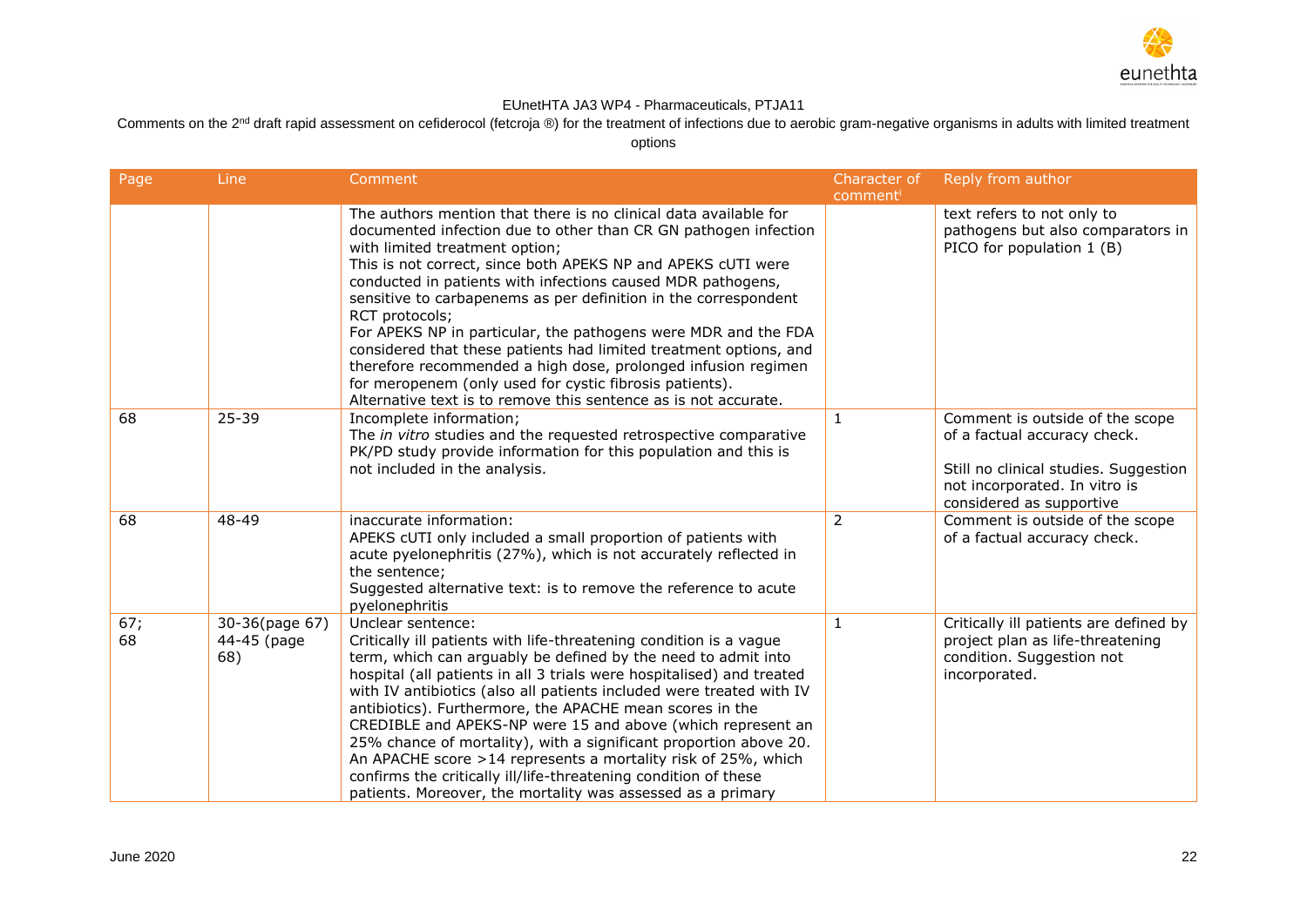EUnetHTA JA3 WP4 - Pharmaceuticals, PTJA11

Comments on the 2nd draft rapid assessment on cefiderocol (fetcroja ®) for the treatment of infections due to aerobic gram-negative organisms in adults with limited treatment options

| Page | Line | Comment | Character of comment[i] | Reply from author |
|---|---|---|---|---|
| | | The authors mention that there is no clinical data available for documented infection due to other than CR GN pathogen infection with limited treatment option;<br>This is not correct, since both APEKS NP and APEKS cUTI were conducted in patients with infections caused MDR pathogens, sensitive to carbapenems as per definition in the correspondent RCT protocols;<br>For APEKS NP in particular, the pathogens were MDR and the FDA considered that these patients had limited treatment options, and therefore recommended a high dose, prolonged infusion regimen for meropenem (only used for cystic fibrosis patients).<br>Alternative text is to remove this sentence as is not accurate. | | text refers to not only to pathogens but also comparators in PICO for population 1 (B) |
| 68 | 25-39 | Incomplete information;<br>The *in vitro* studies and the requested retrospective comparative PK/PD study provide information for this population and this is not included in the analysis. | 1 | Comment is outside of the scope of a factual accuracy check.<br><br>Still no clinical studies. Suggestion not incorporated. In vitro is considered as supportive |
| 68 | 48-49 | inaccurate information:<br>APEKS cUTI only included a small proportion of patients with acute pyelonephritis (27%), which is not accurately reflected in the sentence;<br>Suggested alternative text: is to remove the reference to acute pyelonephritis | 2 | Comment is outside of the scope of a factual accuracy check. |
| 67; 68 | 30-36(page 67) 44-45 (page 68) | Unclear sentence:<br>Critically ill patients with life-threatening condition is a vague term, which can arguably be defined by the need to admit into hospital (all patients in all 3 trials were hospitalised) and treated with IV antibiotics (also all patients included were treated with IV antibiotics). Furthermore, the APACHE mean scores in the CREDIBLE and APEKS-NP were 15 and above (which represent an 25% chance of mortality), with a significant proportion above 20. An APACHE score >14 represents a mortality risk of 25%, which confirms the critically ill/life-threatening condition of these patients. Moreover, the mortality was assessed as a primary | 1 | Critically ill patients are defined by project plan as life-threatening condition. Suggestion not incorporated. |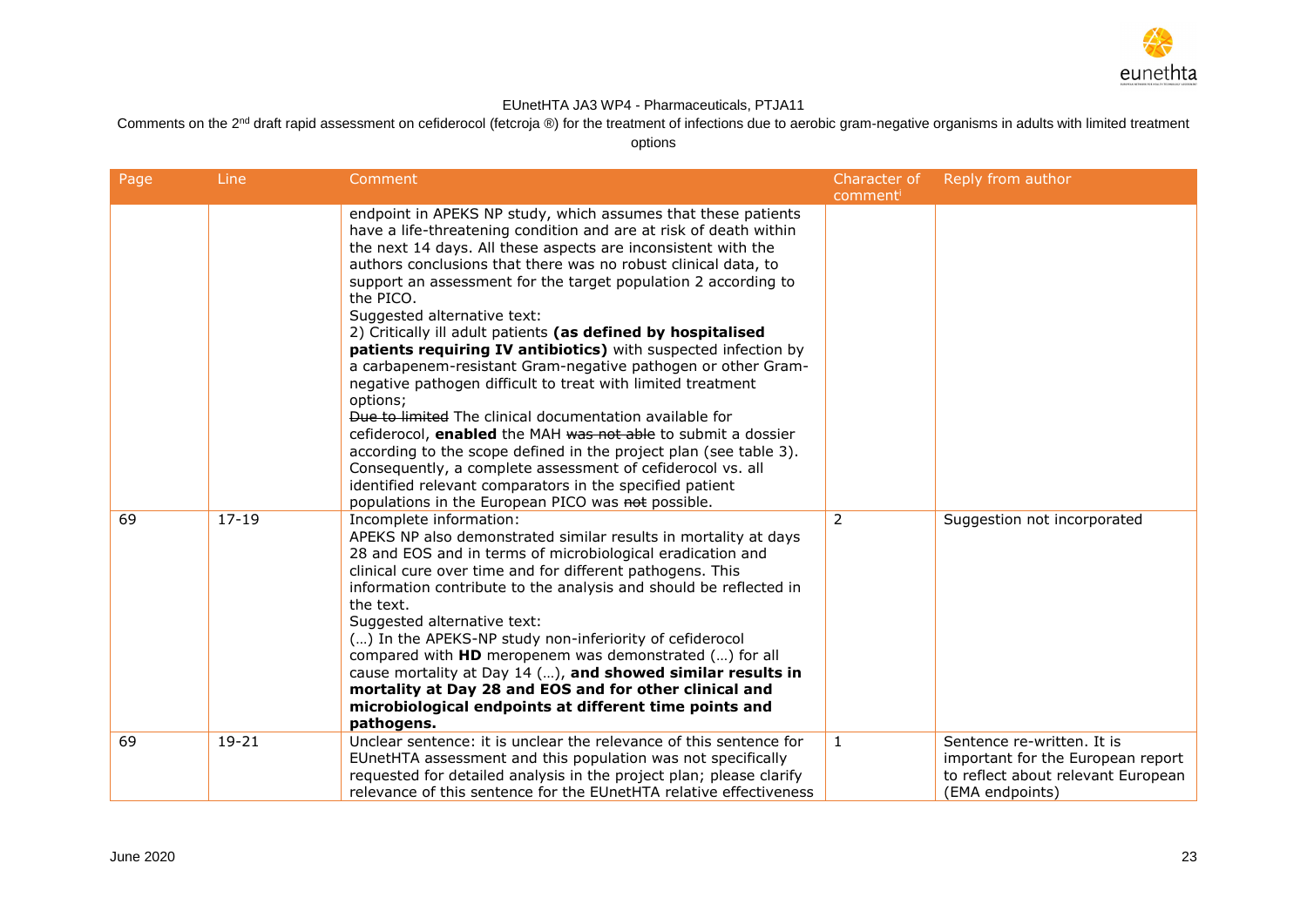EUnetHTA JA3 WP4 - Pharmaceuticals, PTJA11

Comments on the 2nd draft rapid assessment on cefiderocol (fetcroja ®) for the treatment of infections due to aerobic gram-negative organisms in adults with limited treatment options

| Page | Line | Comment | Character of comment[i] | Reply from author |
|---|---|---|---|---|
| | | endpoint in APEKS NP study, which assumes that these patients have a life-threatening condition and are at risk of death within the next 14 days. All these aspects are inconsistent with the authors conclusions that there was no robust clinical data, to support an assessment for the target population 2 according to the PICO.<br>Suggested alternative text:<br>2) Critically ill adult patients **(as defined by hospitalised patients requiring IV antibiotics)** with suspected infection by a carbapenem-resistant Gram-negative pathogen or other Gram-negative pathogen difficult to treat with limited treatment options;<br>~~Due to limited~~ The clinical documentation available for cefiderocol, **enabled** the MAH ~~was not able~~ to submit a dossier according to the scope defined in the project plan (see table 3). Consequently, a complete assessment of cefiderocol vs. all identified relevant comparators in the specified patient populations in the European PICO was ~~not~~ possible. | | |
| 69 | 17-19 | Incomplete information:<br>APEKS NP also demonstrated similar results in mortality at days 28 and EOS and in terms of microbiological eradication and clinical cure over time and for different pathogens. This information contribute to the analysis and should be reflected in the text.<br>Suggested alternative text:<br>(…) In the APEKS-NP study non-inferiority of cefiderocol compared with **HD** meropenem was demonstrated (…) for all cause mortality at Day 14 (…), **and showed similar results in mortality at Day 28 and EOS and for other clinical and microbiological endpoints at different time points and pathogens.** | 2 | Suggestion not incorporated |
| 69 | 19-21 | Unclear sentence: it is unclear the relevance of this sentence for EUnetHTA assessment and this population was not specifically requested for detailed analysis in the project plan; please clarify relevance of this sentence for the EUnetHTA relative effectiveness | 1 | Sentence re-written. It is important for the European report to reflect about relevant European (EMA endpoints) |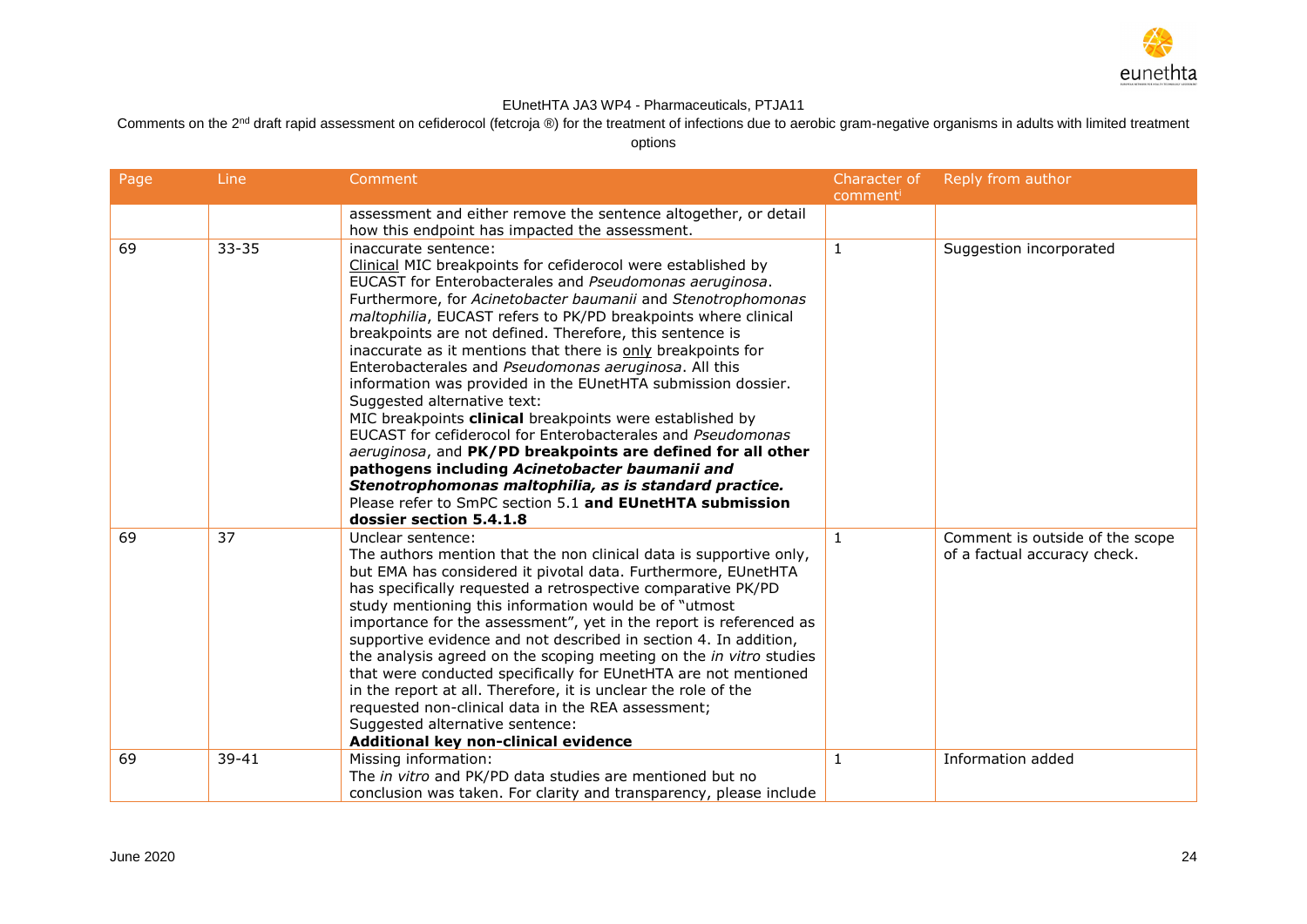EUnetHTA JA3 WP4 - Pharmaceuticals, PTJA11

Comments on the 2nd draft rapid assessment on cefiderocol (fetcroja ®) for the treatment of infections due to aerobic gram-negative organisms in adults with limited treatment options

| Page | Line | Comment | Character of comment[i] | Reply from author |
|---|---|---|---|---|
| | | assessment and either remove the sentence altogether, or detail how this endpoint has impacted the assessment. | | |
| 69 | 33-35 | inaccurate sentence:<br>Clinical MIC breakpoints for cefiderocol were established by EUCAST for Enterobacterales and *Pseudomonas aeruginosa*. Furthermore, for *Acinetobacter baumanii* and *Stenotrophomonas maltophilia*, EUCAST refers to PK/PD breakpoints where clinical breakpoints are not defined. Therefore, this sentence is inaccurate as it mentions that there is only breakpoints for Enterobacterales and *Pseudomonas aeruginosa*. All this information was provided in the EUnetHTA submission dossier.<br>Suggested alternative text:<br>MIC breakpoints **clinical** breakpoints were established by EUCAST for cefiderocol for Enterobacterales and *Pseudomonas aeruginosa*, and **PK/PD breakpoints are defined for all other pathogens including *Acinetobacter baumanii and Stenotrophomonas maltophilia, as is standard practice.***<br>Please refer to SmPC section 5.1 **and EUnetHTA submission dossier section 5.4.1.8** | 1 | Suggestion incorporated |
| 69 | 37 | Unclear sentence:<br>The authors mention that the non clinical data is supportive only, but EMA has considered it pivotal data. Furthermore, EUnetHTA has specifically requested a retrospective comparative PK/PD study mentioning this information would be of "utmost importance for the assessment", yet in the report is referenced as supportive evidence and not described in section 4. In addition, the analysis agreed on the scoping meeting on the *in vitro* studies that were conducted specifically for EUnetHTA are not mentioned in the report at all. Therefore, it is unclear the role of the requested non-clinical data in the REA assessment;<br>Suggested alternative sentence:<br>**Additional key non-clinical evidence** | 1 | Comment is outside of the scope of a factual accuracy check. |
| 69 | 39-41 | Missing information:<br>The *in vitro* and PK/PD data studies are mentioned but no conclusion was taken. For clarity and transparency, please include | 1 | Information added |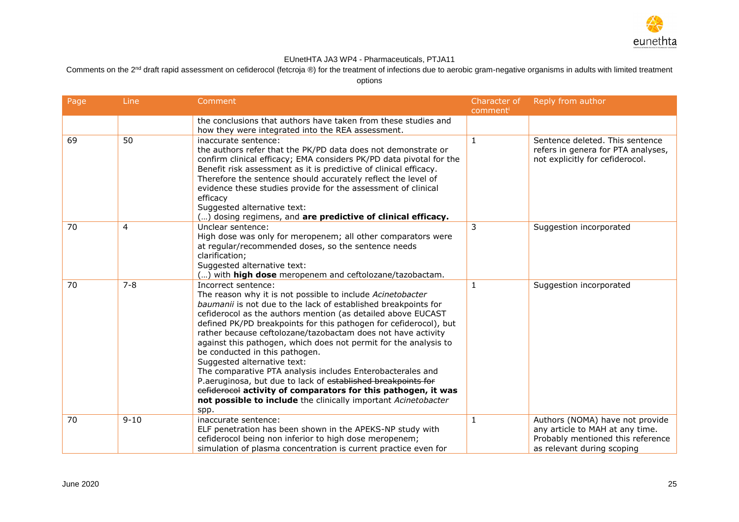EUnetHTA JA3 WP4 - Pharmaceuticals, PTJA11

Comments on the 2nd draft rapid assessment on cefiderocol (fetcroja ®) for the treatment of infections due to aerobic gram-negative organisms in adults with limited treatment options

| Page | Line | Comment | Character of comment[i] | Reply from author |
|---|---|---|---|---|
| | | the conclusions that authors have taken from these studies and how they were integrated into the REA assessment. | | |
| 69 | 50 | inaccurate sentence:<br>the authors refer that the PK/PD data does not demonstrate or confirm clinical efficacy; EMA considers PK/PD data pivotal for the Benefit risk assessment as it is predictive of clinical efficacy. Therefore the sentence should accurately reflect the level of evidence these studies provide for the assessment of clinical efficacy<br>Suggested alternative text:<br>(…) dosing regimens, and **are predictive of clinical efficacy.** | 1 | Sentence deleted. This sentence refers in genera for PTA analyses, not explicitly for cefiderocol. |
| 70 | 4 | Unclear sentence:<br>High dose was only for meropenem; all other comparators were at regular/recommended doses, so the sentence needs clarification;<br>Suggested alternative text:<br>(…) with **high dose** meropenem and ceftolozane/tazobactam. | 3 | Suggestion incorporated |
| 70 | 7-8 | Incorrect sentence:<br>The reason why it is not possible to include *Acinetobacter baumanii* is not due to the lack of established breakpoints for cefiderocol as the authors mention (as detailed above EUCAST defined PK/PD breakpoints for this pathogen for cefiderocol), but rather because ceftolozane/tazobactam does not have activity against this pathogen, which does not permit for the analysis to be conducted in this pathogen.<br>Suggested alternative text:<br>The comparative PTA analysis includes Enterobacterales and P.aeruginosa, but due to lack of ~~established breakpoints for cefiderocol~~ **activity of comparators for this pathogen, it was not possible to include** the clinically important *Acinetobacter* spp. | 1 | Suggestion incorporated |
| 70 | 9-10 | inaccurate sentence:<br>ELF penetration has been shown in the APEKS-NP study with cefiderocol being non inferior to high dose meropenem; simulation of plasma concentration is current practice even for | 1 | Authors (NOMA) have not provide any article to MAH at any time. Probably mentioned this reference as relevant during scoping |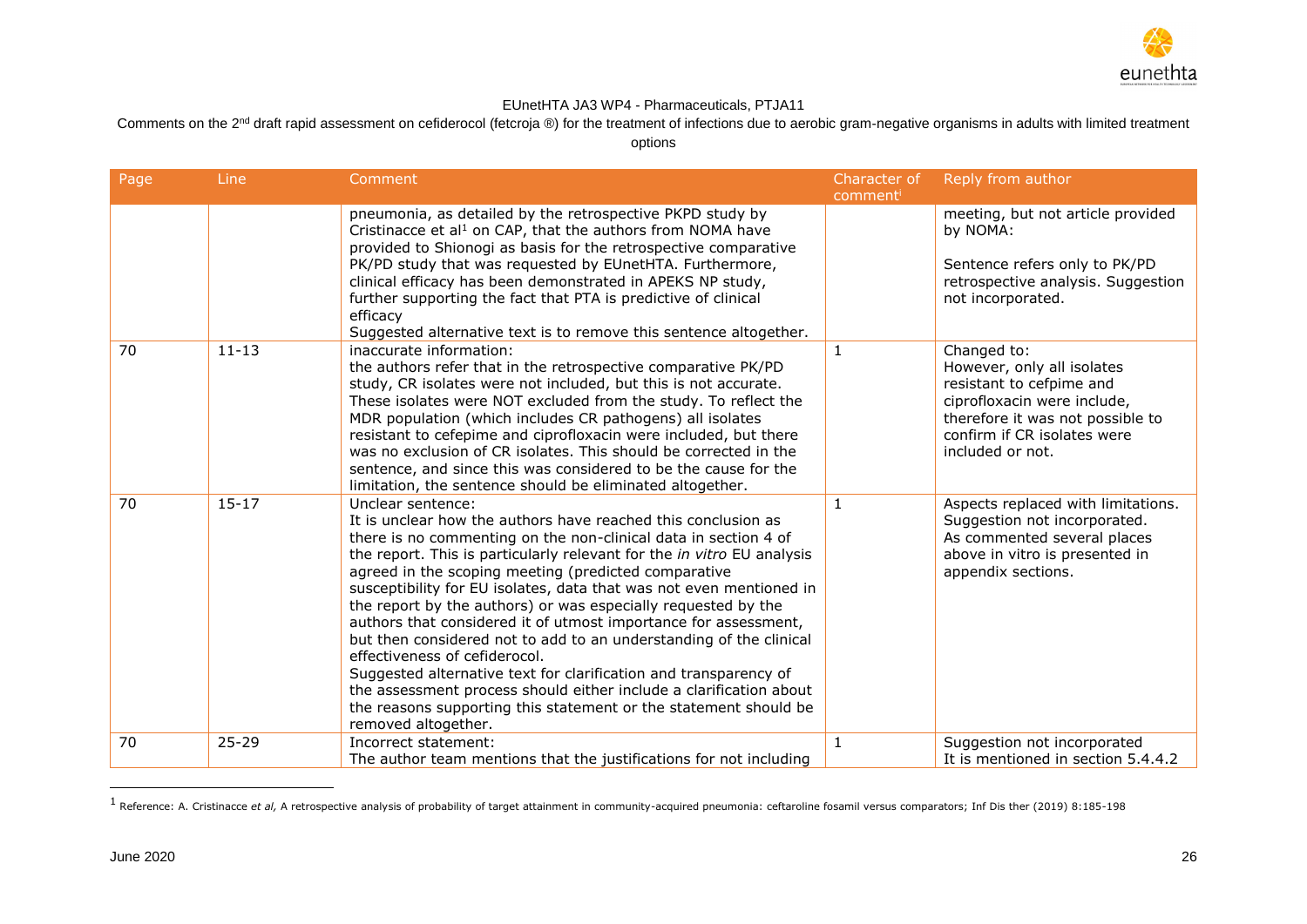EUnetHTA JA3 WP4 - Pharmaceuticals, PTJA11

Comments on the 2nd draft rapid assessment on cefiderocol (fetcroja ®) for the treatment of infections due to aerobic gram-negative organisms in adults with limited treatment options

| Page | Line | Comment | Character of comment[i] | Reply from author |
|---|---|---|---|---|
| | | pneumonia, as detailed by the retrospective PKPD study by Cristinacce et al[1] on CAP, that the authors from NOMA have provided to Shionogi as basis for the retrospective comparative PK/PD study that was requested by EUnetHTA. Furthermore, clinical efficacy has been demonstrated in APEKS NP study, further supporting the fact that PTA is predictive of clinical efficacy<br>Suggested alternative text is to remove this sentence altogether. | | meeting, but not article provided by NOMA:<br><br>Sentence refers only to PK/PD retrospective analysis. Suggestion not incorporated. |
| 70 | 11-13 | inaccurate information:<br>the authors refer that in the retrospective comparative PK/PD study, CR isolates were not included, but this is not accurate. These isolates were NOT excluded from the study. To reflect the MDR population (which includes CR pathogens) all isolates resistant to cefepime and ciprofloxacin were included, but there was no exclusion of CR isolates. This should be corrected in the sentence, and since this was considered to be the cause for the limitation, the sentence should be eliminated altogether. | 1 | Changed to:<br>However, only all isolates resistant to cefpime and ciprofloxacin were include, therefore it was not possible to confirm if CR isolates were included or not. |
| 70 | 15-17 | Unclear sentence:<br>It is unclear how the authors have reached this conclusion as there is no commenting on the non-clinical data in section 4 of the report. This is particularly relevant for the *in vitro* EU analysis agreed in the scoping meeting (predicted comparative susceptibility for EU isolates, data that was not even mentioned in the report by the authors) or was especially requested by the authors that considered it of utmost importance for assessment, but then considered not to add to an understanding of the clinical effectiveness of cefiderocol.<br>Suggested alternative text for clarification and transparency of the assessment process should either include a clarification about the reasons supporting this statement or the statement should be removed altogether. | 1 | Aspects replaced with limitations. Suggestion not incorporated.<br>As commented several places above in vitro is presented in appendix sections. |
| 70 | 25-29 | Incorrect statement:<br>The author team mentions that the justifications for not including | 1 | Suggestion not incorporated<br>It is mentioned in section 5.4.4.2 |

[1] Reference: A. Cristinacce *et al,* A retrospective analysis of probability of target attainment in community-acquired pneumonia: ceftaroline fosamil versus comparators; Inf Dis ther (2019) 8:185-198

June 2020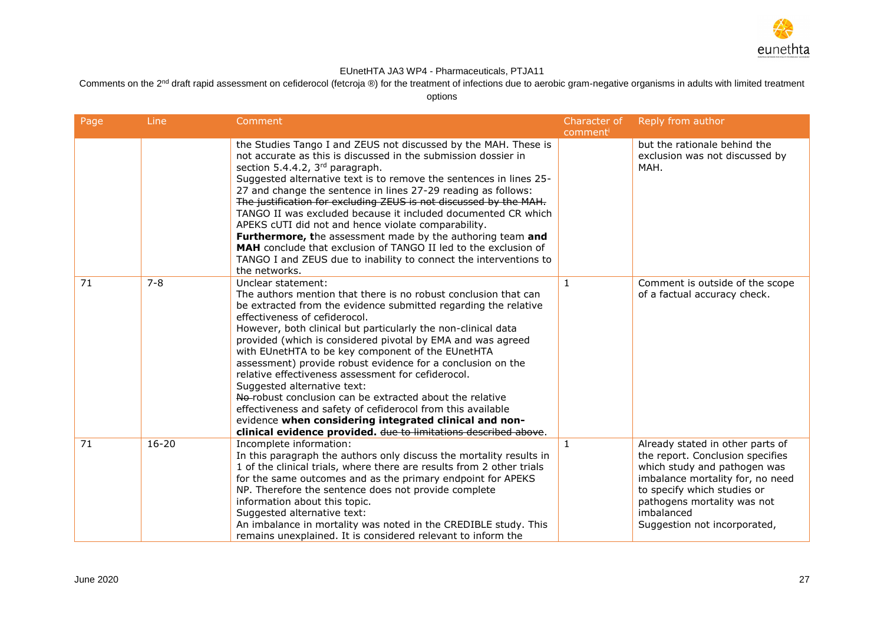EUnetHTA JA3 WP4 - Pharmaceuticals, PTJA11

Comments on the 2[nd] draft rapid assessment on cefiderocol (fetcroja ®) for the treatment of infections due to aerobic gram-negative organisms in adults with limited treatment options

| Page | Line | Comment | Character of comment[i] | Reply from author |
|---|---|---|---|---|
| | | the Studies Tango I and ZEUS not discussed by the MAH. These is not accurate as this is discussed in the submission dossier in section 5.4.4.2, 3[rd] paragraph.<br>Suggested alternative text is to remove the sentences in lines 25-27 and change the sentence in lines 27-29 reading as follows:<br>~~The justification for excluding ZEUS is not discussed by the MAH.~~ TANGO II was excluded because it included documented CR which APEKS cUTI did not and hence violate comparability.<br>**Furthermore, t**he assessment made by the authoring team **and MAH** conclude that exclusion of TANGO II led to the exclusion of TANGO I and ZEUS due to inability to connect the interventions to the networks. | | but the rationale behind the exclusion was not discussed by MAH. |
| 71 | 7-8 | Unclear statement:<br>The authors mention that there is no robust conclusion that can be extracted from the evidence submitted regarding the relative effectiveness of cefiderocol.<br>However, both clinical but particularly the non-clinical data provided (which is considered pivotal by EMA and was agreed with EUnetHTA to be key component of the EUnetHTA assessment) provide robust evidence for a conclusion on the relative effectiveness assessment for cefiderocol.<br>Suggested alternative text:<br>~~No~~ robust conclusion can be extracted about the relative effectiveness and safety of cefiderocol from this available evidence **when considering integrated clinical and non-clinical evidence provided.** ~~due to limitations described above~~. | 1 | Comment is outside of the scope of a factual accuracy check. |
| 71 | 16-20 | Incomplete information:<br>In this paragraph the authors only discuss the mortality results in 1 of the clinical trials, where there are results from 2 other trials for the same outcomes and as the primary endpoint for APEKS NP. Therefore the sentence does not provide complete information about this topic.<br>Suggested alternative text:<br>An imbalance in mortality was noted in the CREDIBLE study. This remains unexplained. It is considered relevant to inform the | 1 | Already stated in other parts of the report. Conclusion specifies which study and pathogen was imbalance mortality for, no need to specify which studies or pathogens mortality was not imbalanced<br>Suggestion not incorporated, |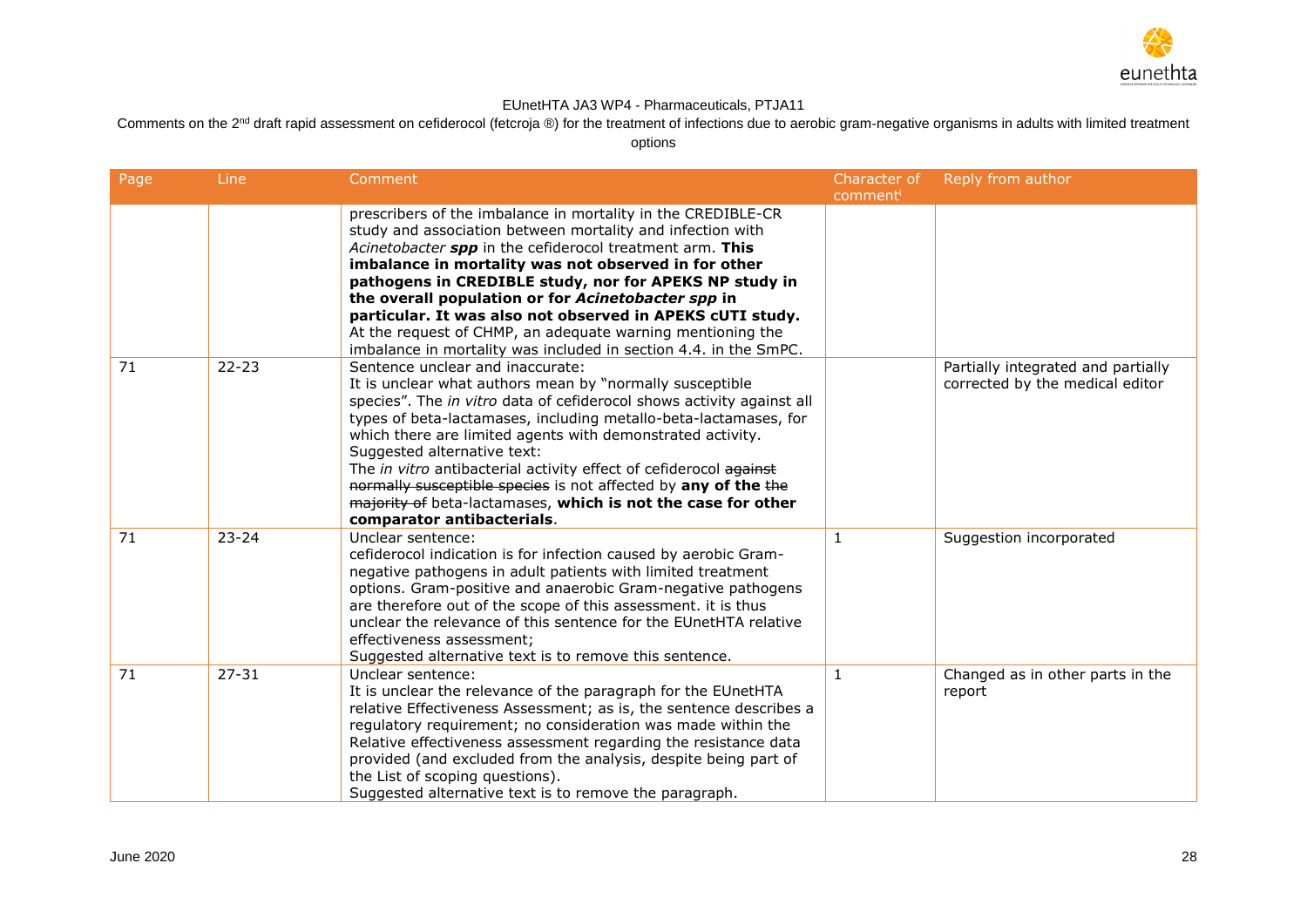EUnetHTA JA3 WP4 - Pharmaceuticals, PTJA11

Comments on the 2nd draft rapid assessment on cefiderocol (fetcroja ®) for the treatment of infections due to aerobic gram-negative organisms in adults with limited treatment options

| Page | Line | Comment | Character of comment[i] | Reply from author |
|---|---|---|---|---|
| | | prescribers of the imbalance in mortality in the CREDIBLE-CR study and association between mortality and infection with *Acinetobacter **spp*** in the cefiderocol treatment arm. **This imbalance in mortality was not observed in for other pathogens in CREDIBLE study, nor for APEKS NP study in the overall population or for *Acinetobacter spp* in particular. It was also not observed in APEKS cUTI study.** At the request of CHMP, an adequate warning mentioning the imbalance in mortality was included in section 4.4. in the SmPC. | | |
| 71 | 22-23 | Sentence unclear and inaccurate:<br>It is unclear what authors mean by "normally susceptible species". The *in vitro* data of cefiderocol shows activity against all types of beta-lactamases, including metallo-beta-lactamases, for which there are limited agents with demonstrated activity.<br>Suggested alternative text:<br>The *in vitro* antibacterial activity effect of cefiderocol ~~against normally susceptible species~~ is not affected by **any of the** ~~the majority of~~ beta-lactamases, **which is not the case for other comparator antibacterials**. | | Partially integrated and partially corrected by the medical editor |
| 71 | 23-24 | Unclear sentence:<br>cefiderocol indication is for infection caused by aerobic Gram-negative pathogens in adult patients with limited treatment options. Gram-positive and anaerobic Gram-negative pathogens are therefore out of the scope of this assessment. it is thus unclear the relevance of this sentence for the EUnetHTA relative effectiveness assessment;<br>Suggested alternative text is to remove this sentence. | 1 | Suggestion incorporated |
| 71 | 27-31 | Unclear sentence:<br>It is unclear the relevance of the paragraph for the EUnetHTA relative Effectiveness Assessment; as is, the sentence describes a regulatory requirement; no consideration was made within the Relative effectiveness assessment regarding the resistance data provided (and excluded from the analysis, despite being part of the List of scoping questions).<br>Suggested alternative text is to remove the paragraph. | 1 | Changed as in other parts in the report |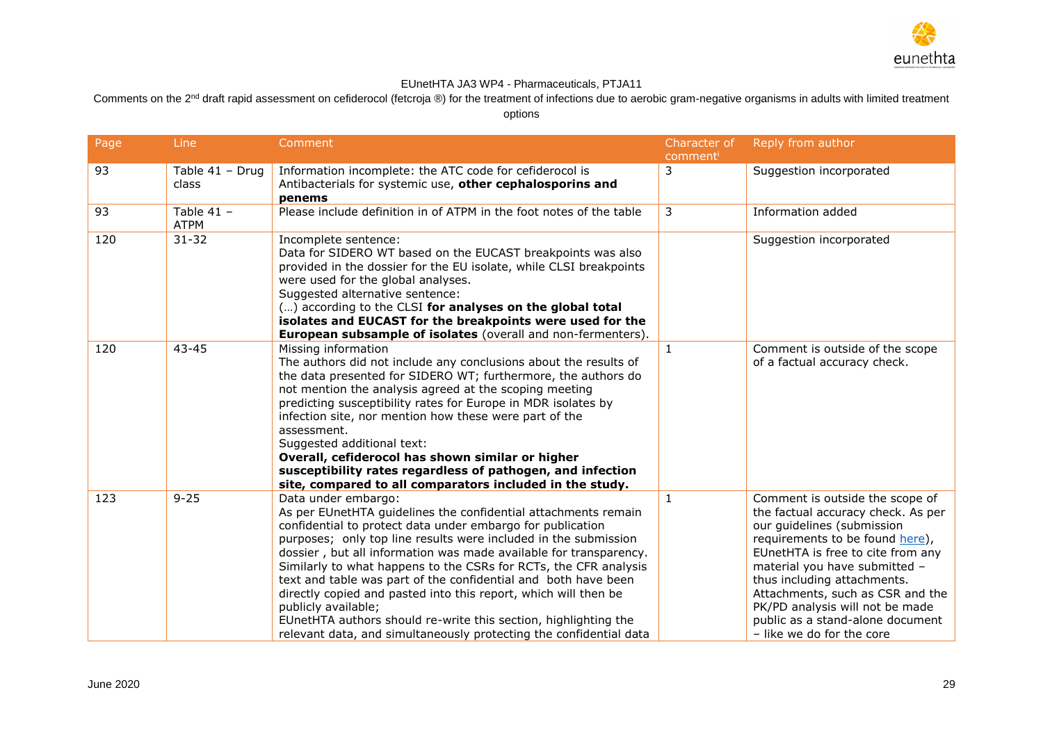EUnetHTA JA3 WP4 - Pharmaceuticals, PTJA11

Comments on the 2nd draft rapid assessment on cefiderocol (fetcroja ®) for the treatment of infections due to aerobic gram-negative organisms in adults with limited treatment options

| Page | Line | Comment | Character of comment[i] | Reply from author |
|---|---|---|---|---|
| 93 | Table 41 – Drug class | Information incomplete: the ATC code for cefiderocol is Antibacterials for systemic use, **other cephalosporins and penems** | 3 | Suggestion incorporated |
| 93 | Table 41 – ATPM | Please include definition in of ATPM in the foot notes of the table | 3 | Information added |
| 120 | 31-32 | Incomplete sentence:<br>Data for SIDERO WT based on the EUCAST breakpoints was also provided in the dossier for the EU isolate, while CLSI breakpoints were used for the global analyses.<br>Suggested alternative sentence:<br>(…) according to the CLSI **for analyses on the global total isolates and EUCAST for the breakpoints were used for the European subsample of isolates** (overall and non-fermenters). | | Suggestion incorporated |
| 120 | 43-45 | Missing information<br>The authors did not include any conclusions about the results of the data presented for SIDERO WT; furthermore, the authors do not mention the analysis agreed at the scoping meeting predicting susceptibility rates for Europe in MDR isolates by infection site, nor mention how these were part of the assessment.<br>Suggested additional text:<br>**Overall, cefiderocol has shown similar or higher susceptibility rates regardless of pathogen, and infection site, compared to all comparators included in the study.** | 1 | Comment is outside of the scope of a factual accuracy check. |
| 123 | 9-25 | Data under embargo:<br>As per EUnetHTA guidelines the confidential attachments remain confidential to protect data under embargo for publication purposes; only top line results were included in the submission dossier , but all information was made available for transparency. Similarly to what happens to the CSRs for RCTs, the CFR analysis text and table was part of the confidential and both have been directly copied and pasted into this report, which will then be publicly available;<br>EUnetHTA authors should re-write this section, highlighting the relevant data, and simultaneously protecting the confidential data | 1 | Comment is outside the scope of the factual accuracy check. As per our guidelines (submission requirements to be found here), EUnetHTA is free to cite from any material you have submitted – thus including attachments. Attachments, such as CSR and the PK/PD analysis will not be made public as a stand-alone document – like we do for the core |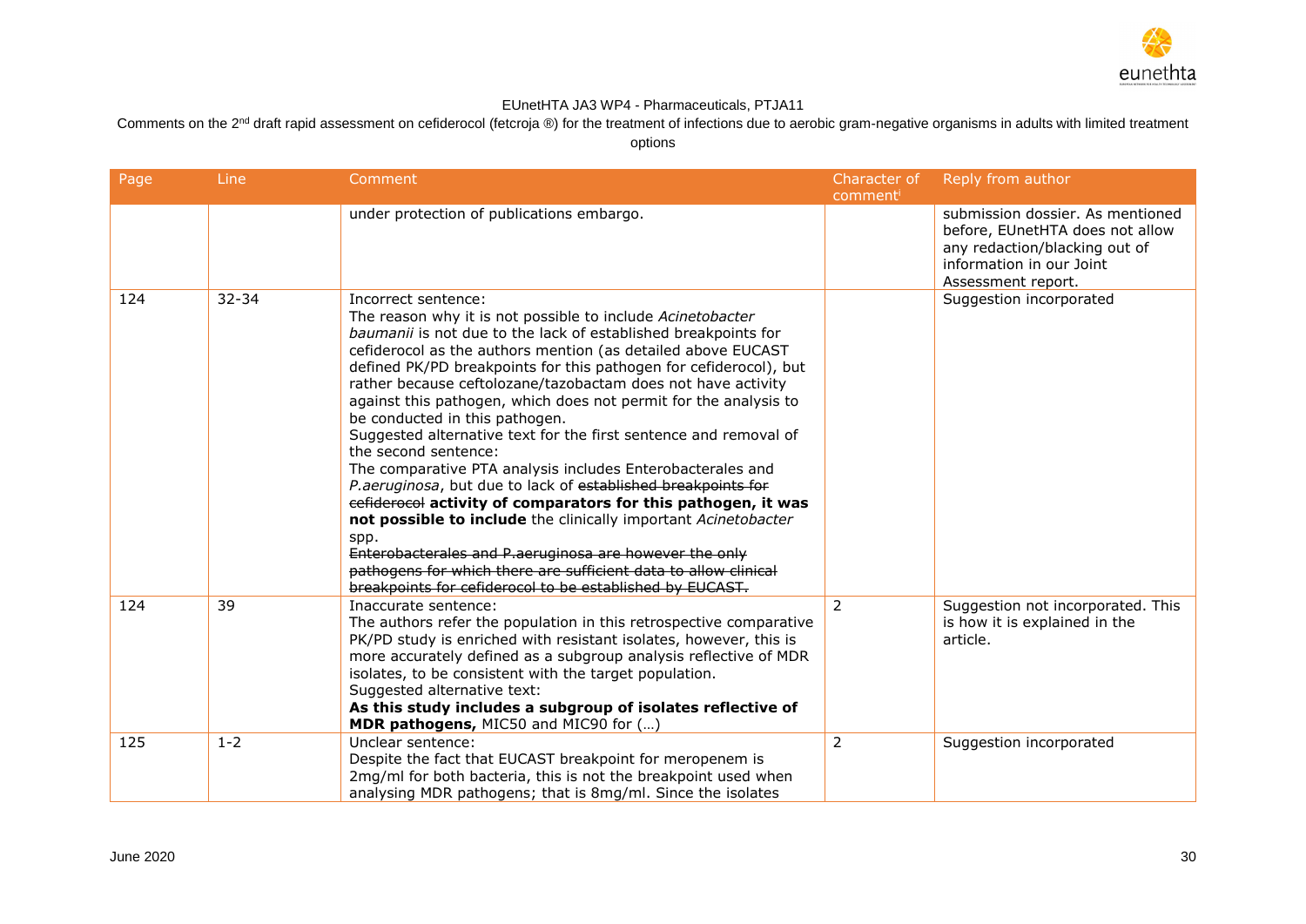EUnetHTA JA3 WP4 - Pharmaceuticals, PTJA11

Comments on the 2nd draft rapid assessment on cefiderocol (fetcroja ®) for the treatment of infections due to aerobic gram-negative organisms in adults with limited treatment options

| Page | Line | Comment | Character of comment[i] | Reply from author |
|---|---|---|---|---|
| | | under protection of publications embargo. | | submission dossier. As mentioned before, EUnetHTA does not allow any redaction/blacking out of information in our Joint Assessment report. |
| 124 | 32-34 | Incorrect sentence:<br>The reason why it is not possible to include *Acinetobacter baumanii* is not due to the lack of established breakpoints for cefiderocol as the authors mention (as detailed above EUCAST defined PK/PD breakpoints for this pathogen for cefiderocol), but rather because ceftolozane/tazobactam does not have activity against this pathogen, which does not permit for the analysis to be conducted in this pathogen.<br>Suggested alternative text for the first sentence and removal of the second sentence:<br>The comparative PTA analysis includes Enterobacterales and *P.aeruginosa*, but due to lack of ~~established breakpoints for cefiderocol~~ **activity of comparators for this pathogen, it was not possible to include** the clinically important *Acinetobacter* spp.<br>~~Enterobacterales and P.aeruginosa are however the only pathogens for which there are sufficient data to allow clinical breakpoints for cefiderocol to be established by EUCAST.~~ | | Suggestion incorporated |
| 124 | 39 | Inaccurate sentence:<br>The authors refer the population in this retrospective comparative PK/PD study is enriched with resistant isolates, however, this is more accurately defined as a subgroup analysis reflective of MDR isolates, to be consistent with the target population.<br>Suggested alternative text:<br>**As this study includes a subgroup of isolates reflective of MDR pathogens,** MIC50 and MIC90 for (…) | 2 | Suggestion not incorporated. This is how it is explained in the article. |
| 125 | 1-2 | Unclear sentence:<br>Despite the fact that EUCAST breakpoint for meropenem is 2mg/ml for both bacteria, this is not the breakpoint used when analysing MDR pathogens; that is 8mg/ml. Since the isolates | 2 | Suggestion incorporated |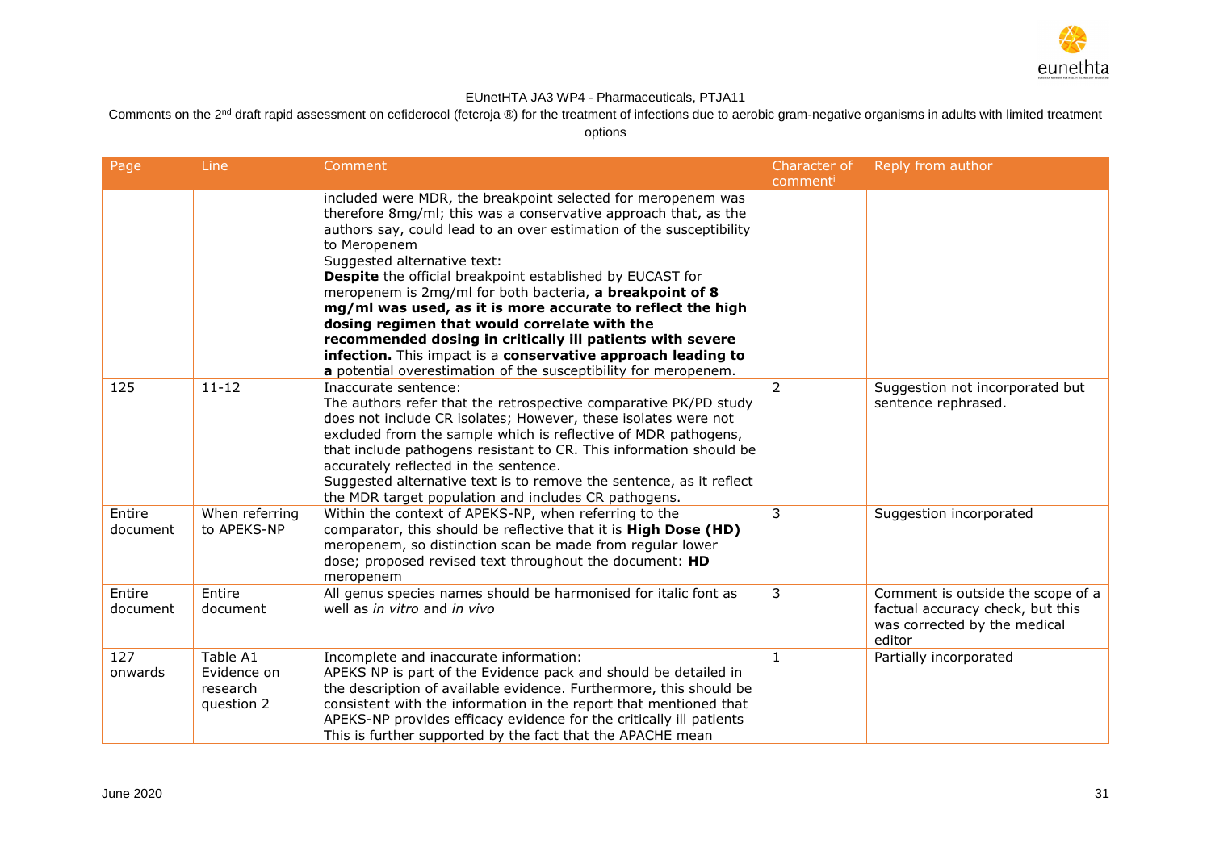EUnetHTA JA3 WP4 - Pharmaceuticals, PTJA11

Comments on the 2[nd] draft rapid assessment on cefiderocol (fetcroja ®) for the treatment of infections due to aerobic gram-negative organisms in adults with limited treatment options

| Page | Line | Comment | Character of comment[i] | Reply from author |
|---|---|---|---|---|
| | | included were MDR, the breakpoint selected for meropenem was therefore 8mg/ml; this was a conservative approach that, as the authors say, could lead to an over estimation of the susceptibility to Meropenem<br>Suggested alternative text:<br>**Despite** the official breakpoint established by EUCAST for meropenem is 2mg/ml for both bacteria, **a breakpoint of 8 mg/ml was used, as it is more accurate to reflect the high dosing regimen that would correlate with the recommended dosing in critically ill patients with severe infection.** This impact is a **conservative approach leading to a** potential overestimation of the susceptibility for meropenem. | | |
| 125 | 11-12 | Inaccurate sentence:<br>The authors refer that the retrospective comparative PK/PD study does not include CR isolates; However, these isolates were not excluded from the sample which is reflective of MDR pathogens, that include pathogens resistant to CR. This information should be accurately reflected in the sentence.<br>Suggested alternative text is to remove the sentence, as it reflect the MDR target population and includes CR pathogens. | 2 | Suggestion not incorporated but sentence rephrased. |
| Entire document | When referring to APEKS-NP | Within the context of APEKS-NP, when referring to the comparator, this should be reflective that it is **High Dose (HD)** meropenem, so distinction scan be made from regular lower dose; proposed revised text throughout the document: **HD** meropenem | 3 | Suggestion incorporated |
| Entire document | Entire document | All genus species names should be harmonised for italic font as well as *in vitro* and *in vivo* | 3 | Comment is outside the scope of a factual accuracy check, but this was corrected by the medical editor |
| 127 onwards | Table A1 Evidence on research question 2 | Incomplete and inaccurate information:<br>APEKS NP is part of the Evidence pack and should be detailed in the description of available evidence. Furthermore, this should be consistent with the information in the report that mentioned that APEKS-NP provides efficacy evidence for the critically ill patients This is further supported by the fact that the APACHE mean | 1 | Partially incorporated |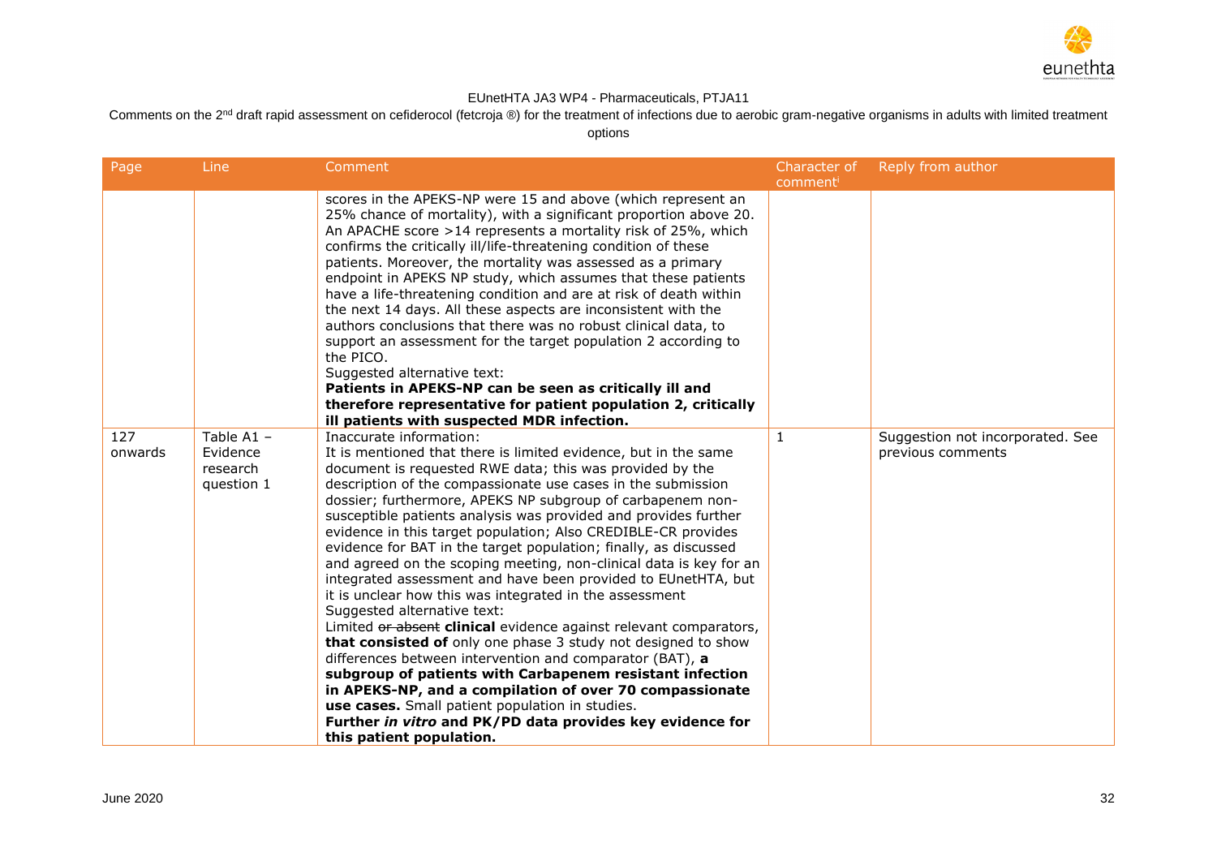| Page | Line | Comment | Character of comment[i] | Reply from author |
|---|---|---|---|---|
| | | scores in the APEKS-NP were 15 and above (which represent an 25% chance of mortality), with a significant proportion above 20. An APACHE score >14 represents a mortality risk of 25%, which confirms the critically ill/life-threatening condition of these patients. Moreover, the mortality was assessed as a primary endpoint in APEKS NP study, which assumes that these patients have a life-threatening condition and are at risk of death within the next 14 days. All these aspects are inconsistent with the authors conclusions that there was no robust clinical data, to support an assessment for the target population 2 according to the PICO.<br>Suggested alternative text:<br>**Patients in APEKS-NP can be seen as critically ill and therefore representative for patient population 2, critically ill patients with suspected MDR infection.** | | |
| 127 onwards | Table A1 – Evidence research question 1 | Inaccurate information:<br>It is mentioned that there is limited evidence, but in the same document is requested RWE data; this was provided by the description of the compassionate use cases in the submission dossier; furthermore, APEKS NP subgroup of carbapenem non-susceptible patients analysis was provided and provides further evidence in this target population; Also CREDIBLE-CR provides evidence for BAT in the target population; finally, as discussed and agreed on the scoping meeting, non-clinical data is key for an integrated assessment and have been provided to EUnetHTA, but it is unclear how this was integrated in the assessment<br>Suggested alternative text:<br>Limited ~~or absent~~ **clinical** evidence against relevant comparators, **that consisted of** only one phase 3 study not designed to show differences between intervention and comparator (BAT), **a subgroup of patients with Carbapenem resistant infection in APEKS-NP, and a compilation of over 70 compassionate use cases.** Small patient population in studies.<br>**Further *in vitro* and PK/PD data provides key evidence for this patient population.** | 1 | Suggestion not incorporated. See previous comments |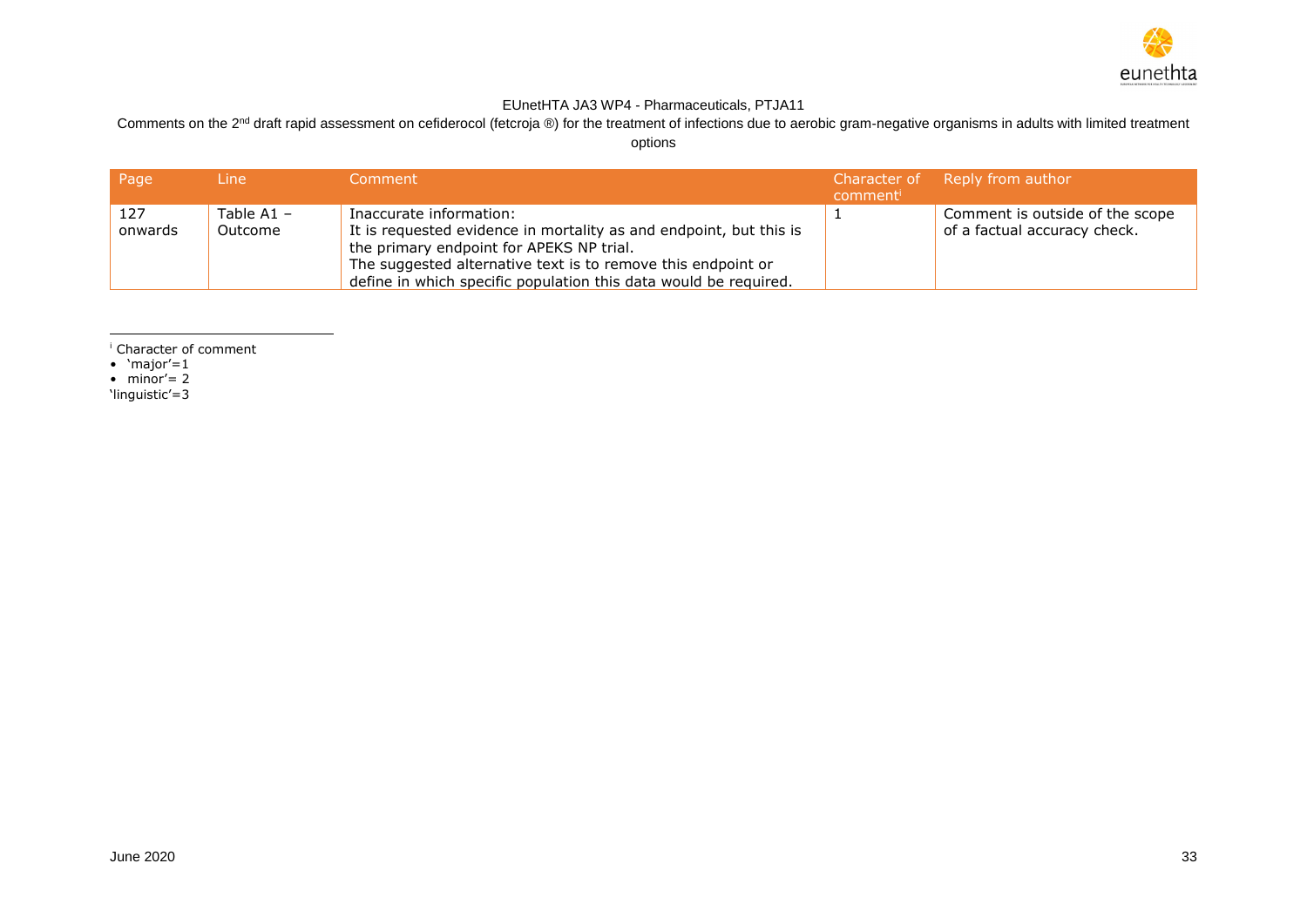EUnetHTA JA3 WP4 - Pharmaceuticals, PTJA11

Comments on the 2nd draft rapid assessment on cefiderocol (fetcroja ®) for the treatment of infections due to aerobic gram-negative organisms in adults with limited treatment options

| Page | Line | Comment | Character of comment[i] | Reply from author |
|---|---|---|---|---|
| 127 onwards | Table A1 – Outcome | Inaccurate information: It is requested evidence in mortality as and endpoint, but this is the primary endpoint for APEKS NP trial. The suggested alternative text is to remove this endpoint or define in which specific population this data would be required. | 1 | Comment is outside of the scope of a factual accuracy check. |

[i] Character of comment
- 'major'=1
- minor'= 2

'linguistic'=3